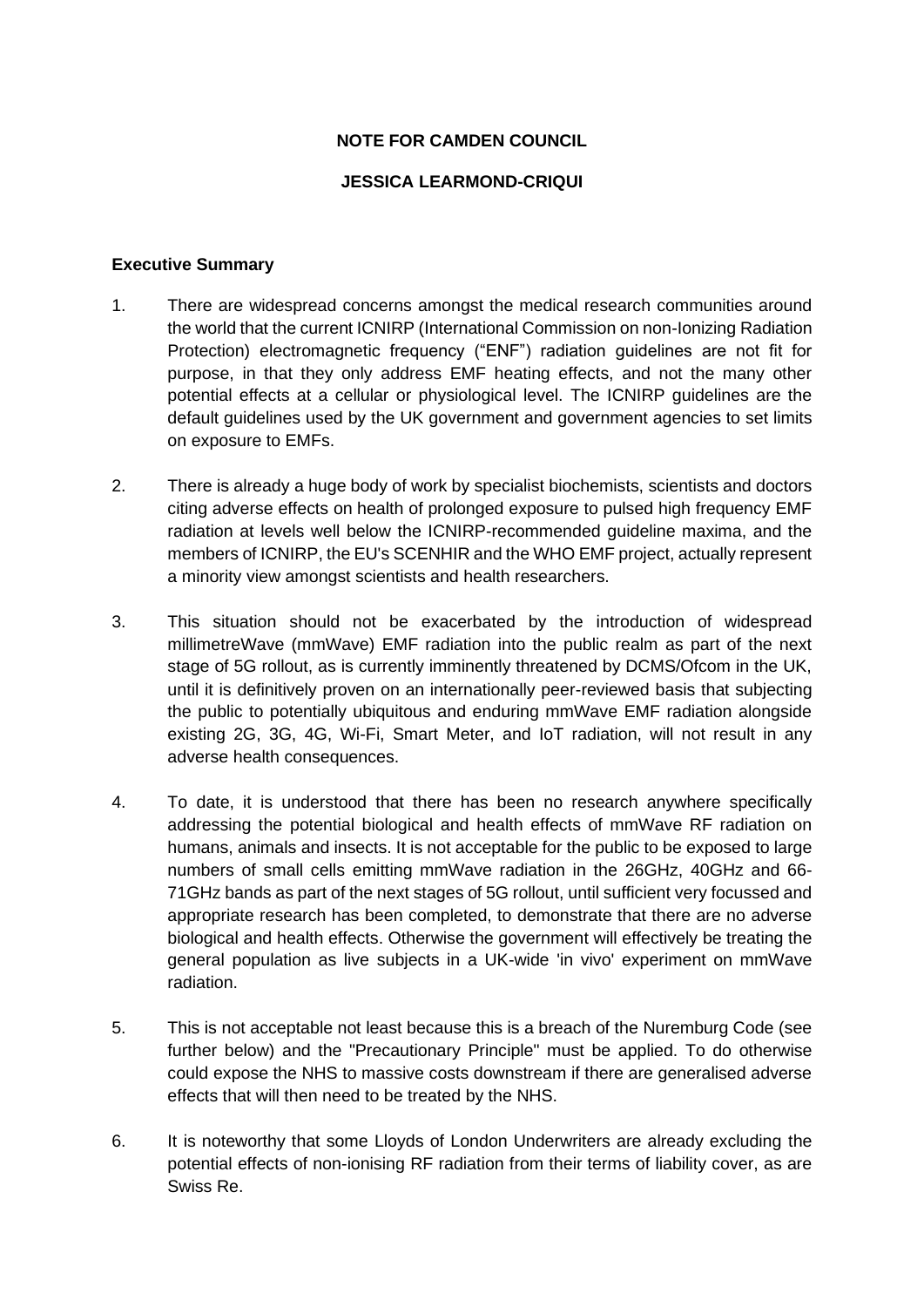**NOTE FOR CAMDEN COUNCIL**

**JESSICA LEARMOND-CRIQUI**

**Executive Summary**

1. There are widespread concerns amongst the medical research communities around the world that the current ICNIRP (International Commission on non-Ionizing Radiation Protection) electromagnetic frequency ("ENF") radiation guidelines are not fit for purpose, in that they only address EMF heating effects, and not the many other potential effects at a cellular or physiological level. The ICNIRP guidelines are the default guidelines used by the UK government and government agencies to set limits on exposure to EMFs.

2. There is already a huge body of work by specialist biochemists, scientists and doctors citing adverse effects on health of prolonged exposure to pulsed high frequency EMF radiation at levels well below the ICNIRP-recommended guideline maxima, and the members of ICNIRP, the EU's SCENHIR and the WHO EMF project, actually represent a minority view amongst scientists and health researchers.

3. This situation should not be exacerbated by the introduction of widespread millimetreWave (mmWave) EMF radiation into the public realm as part of the next stage of 5G rollout, as is currently imminently threatened by DCMS/Ofcom in the UK, until it is definitively proven on an internationally peer-reviewed basis that subjecting the public to potentially ubiquitous and enduring mmWave EMF radiation alongside existing 2G, 3G, 4G, Wi-Fi, Smart Meter, and IoT radiation, will not result in any adverse health consequences.

4. To date, it is understood that there has been no research anywhere specifically addressing the potential biological and health effects of mmWave RF radiation on humans, animals and insects. It is not acceptable for the public to be exposed to large numbers of small cells emitting mmWave radiation in the 26GHz, 40GHz and 66-71GHz bands as part of the next stages of 5G rollout, until sufficient very focussed and appropriate research has been completed, to demonstrate that there are no adverse biological and health effects. Otherwise the government will effectively be treating the general population as live subjects in a UK-wide 'in vivo' experiment on mmWave radiation.

5. This is not acceptable not least because this is a breach of the Nuremburg Code (see further below) and the "Precautionary Principle" must be applied. To do otherwise could expose the NHS to massive costs downstream if there are generalised adverse effects that will then need to be treated by the NHS.

6. It is noteworthy that some Lloyds of London Underwriters are already excluding the potential effects of non-ionising RF radiation from their terms of liability cover, as are Swiss Re.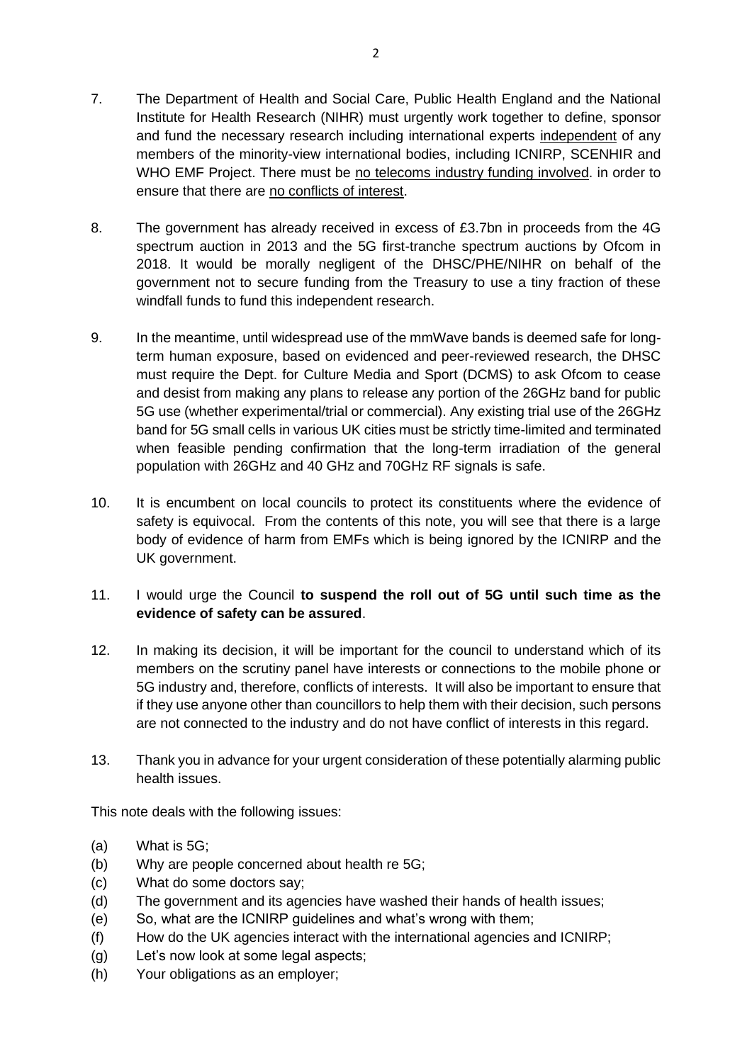7. The Department of Health and Social Care, Public Health England and the National Institute for Health Research (NIHR) must urgently work together to define, sponsor and fund the necessary research including international experts <u>independent</u> of any members of the minority-view international bodies, including ICNIRP, SCENHIR and WHO EMF Project. There must be <u>no telecoms industry funding involved</u>. in order to ensure that there are <u>no conflicts of interest</u>.

8. The government has already received in excess of £3.7bn in proceeds from the 4G spectrum auction in 2013 and the 5G first-tranche spectrum auctions by Ofcom in 2018. It would be morally negligent of the DHSC/PHE/NIHR on behalf of the government not to secure funding from the Treasury to use a tiny fraction of these windfall funds to fund this independent research.

9. In the meantime, until widespread use of the mmWave bands is deemed safe for long-term human exposure, based on evidenced and peer-reviewed research, the DHSC must require the Dept. for Culture Media and Sport (DCMS) to ask Ofcom to cease and desist from making any plans to release any portion of the 26GHz band for public 5G use (whether experimental/trial or commercial). Any existing trial use of the 26GHz band for 5G small cells in various UK cities must be strictly time-limited and terminated when feasible pending confirmation that the long-term irradiation of the general population with 26GHz and 40 GHz and 70GHz RF signals is safe.

10. It is encumbent on local councils to protect its constituents where the evidence of safety is equivocal. From the contents of this note, you will see that there is a large body of evidence of harm from EMFs which is being ignored by the ICNIRP and the UK government.

11. I would urge the Council **to suspend the roll out of 5G until such time as the evidence of safety can be assured**.

12. In making its decision, it will be important for the council to understand which of its members on the scrutiny panel have interests or connections to the mobile phone or 5G industry and, therefore, conflicts of interests. It will also be important to ensure that if they use anyone other than councillors to help them with their decision, such persons are not connected to the industry and do not have conflict of interests in this regard.

13. Thank you in advance for your urgent consideration of these potentially alarming public health issues.

This note deals with the following issues:

(a) What is 5G;
(b) Why are people concerned about health re 5G;
(c) What do some doctors say;
(d) The government and its agencies have washed their hands of health issues;
(e) So, what are the ICNIRP guidelines and what's wrong with them;
(f) How do the UK agencies interact with the international agencies and ICNIRP;
(g) Let's now look at some legal aspects;
(h) Your obligations as an employer;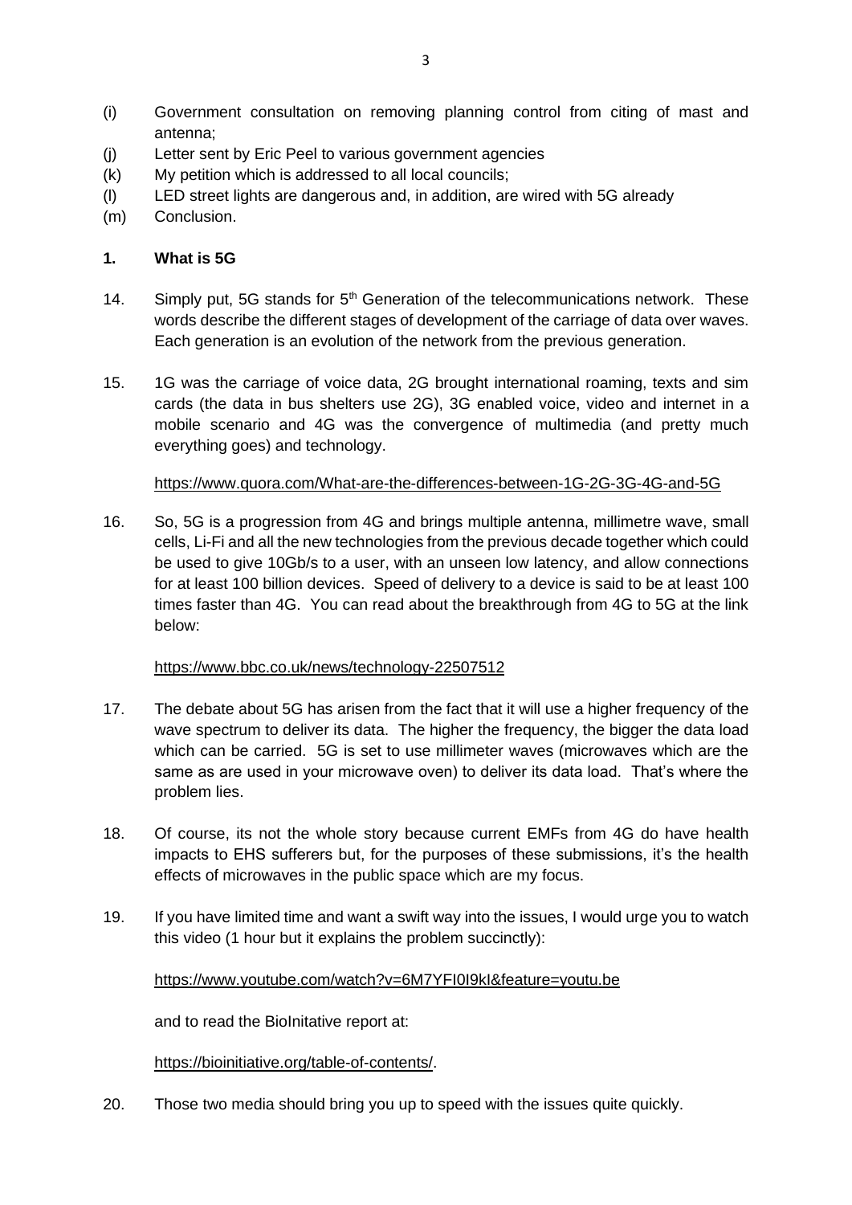(i) Government consultation on removing planning control from citing of mast and antenna;

(j) Letter sent by Eric Peel to various government agencies

(k) My petition which is addressed to all local councils;

(l) LED street lights are dangerous and, in addition, are wired with 5G already

(m) Conclusion.

## 1. What is 5G

14. Simply put, 5G stands for 5th Generation of the telecommunications network. These words describe the different stages of development of the carriage of data over waves. Each generation is an evolution of the network from the previous generation.

15. 1G was the carriage of voice data, 2G brought international roaming, texts and sim cards (the data in bus shelters use 2G), 3G enabled voice, video and internet in a mobile scenario and 4G was the convergence of multimedia (and pretty much everything goes) and technology.

https://www.quora.com/What-are-the-differences-between-1G-2G-3G-4G-and-5G

16. So, 5G is a progression from 4G and brings multiple antenna, millimetre wave, small cells, Li-Fi and all the new technologies from the previous decade together which could be used to give 10Gb/s to a user, with an unseen low latency, and allow connections for at least 100 billion devices. Speed of delivery to a device is said to be at least 100 times faster than 4G. You can read about the breakthrough from 4G to 5G at the link below:

https://www.bbc.co.uk/news/technology-22507512

17. The debate about 5G has arisen from the fact that it will use a higher frequency of the wave spectrum to deliver its data. The higher the frequency, the bigger the data load which can be carried. 5G is set to use millimeter waves (microwaves which are the same as are used in your microwave oven) to deliver its data load. That's where the problem lies.

18. Of course, its not the whole story because current EMFs from 4G do have health impacts to EHS sufferers but, for the purposes of these submissions, it's the health effects of microwaves in the public space which are my focus.

19. If you have limited time and want a swift way into the issues, I would urge you to watch this video (1 hour but it explains the problem succinctly):

https://www.youtube.com/watch?v=6M7YFI0I9kI&feature=youtu.be

and to read the BioInitative report at:

https://bioinitiative.org/table-of-contents/.

20. Those two media should bring you up to speed with the issues quite quickly.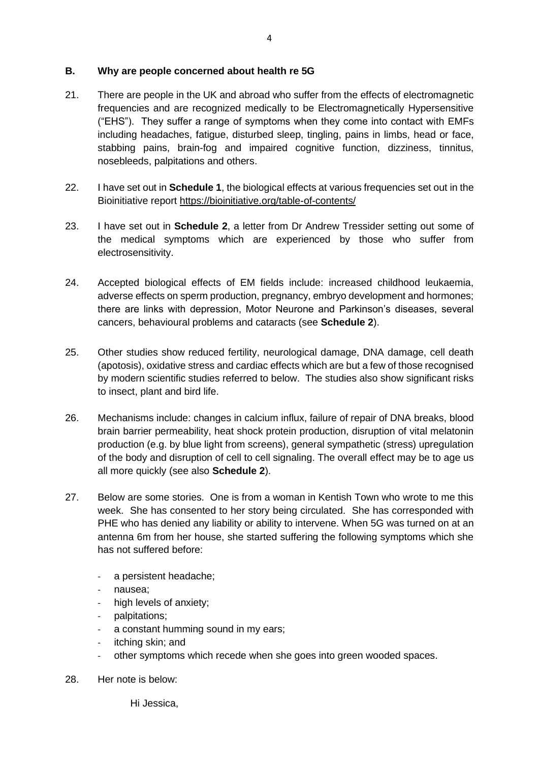## B. Why are people concerned about health re 5G

21. There are people in the UK and abroad who suffer from the effects of electromagnetic frequencies and are recognized medically to be Electromagnetically Hypersensitive ("EHS"). They suffer a range of symptoms when they come into contact with EMFs including headaches, fatigue, disturbed sleep, tingling, pains in limbs, head or face, stabbing pains, brain-fog and impaired cognitive function, dizziness, tinnitus, nosebleeds, palpitations and others.

22. I have set out in **Schedule 1**, the biological effects at various frequencies set out in the Bioinitiative report https://bioinitiative.org/table-of-contents/

23. I have set out in **Schedule 2**, a letter from Dr Andrew Tressider setting out some of the medical symptoms which are experienced by those who suffer from electrosensitivity.

24. Accepted biological effects of EM fields include: increased childhood leukaemia, adverse effects on sperm production, pregnancy, embryo development and hormones; there are links with depression, Motor Neurone and Parkinson's diseases, several cancers, behavioural problems and cataracts (see **Schedule 2**).

25. Other studies show reduced fertility, neurological damage, DNA damage, cell death (apoptosis), oxidative stress and cardiac effects which are but a few of those recognised by modern scientific studies referred to below. The studies also show significant risks to insect, plant and bird life.

26. Mechanisms include: changes in calcium influx, failure of repair of DNA breaks, blood brain barrier permeability, heat shock protein production, disruption of vital melatonin production (e.g. by blue light from screens), general sympathetic (stress) upregulation of the body and disruption of cell to cell signaling. The overall effect may be to age us all more quickly (see also **Schedule 2**).

27. Below are some stories. One is from a woman in Kentish Town who wrote to me this week. She has consented to her story being circulated. She has corresponded with PHE who has denied any liability or ability to intervene. When 5G was turned on at an antenna 6m from her house, she started suffering the following symptoms which she has not suffered before:

    - a persistent headache;
    - nausea;
    - high levels of anxiety;
    - palpitations;
    - a constant humming sound in my ears;
    - itching skin; and
    - other symptoms which recede when she goes into green wooded spaces.

28. Her note is below:

    Hi Jessica,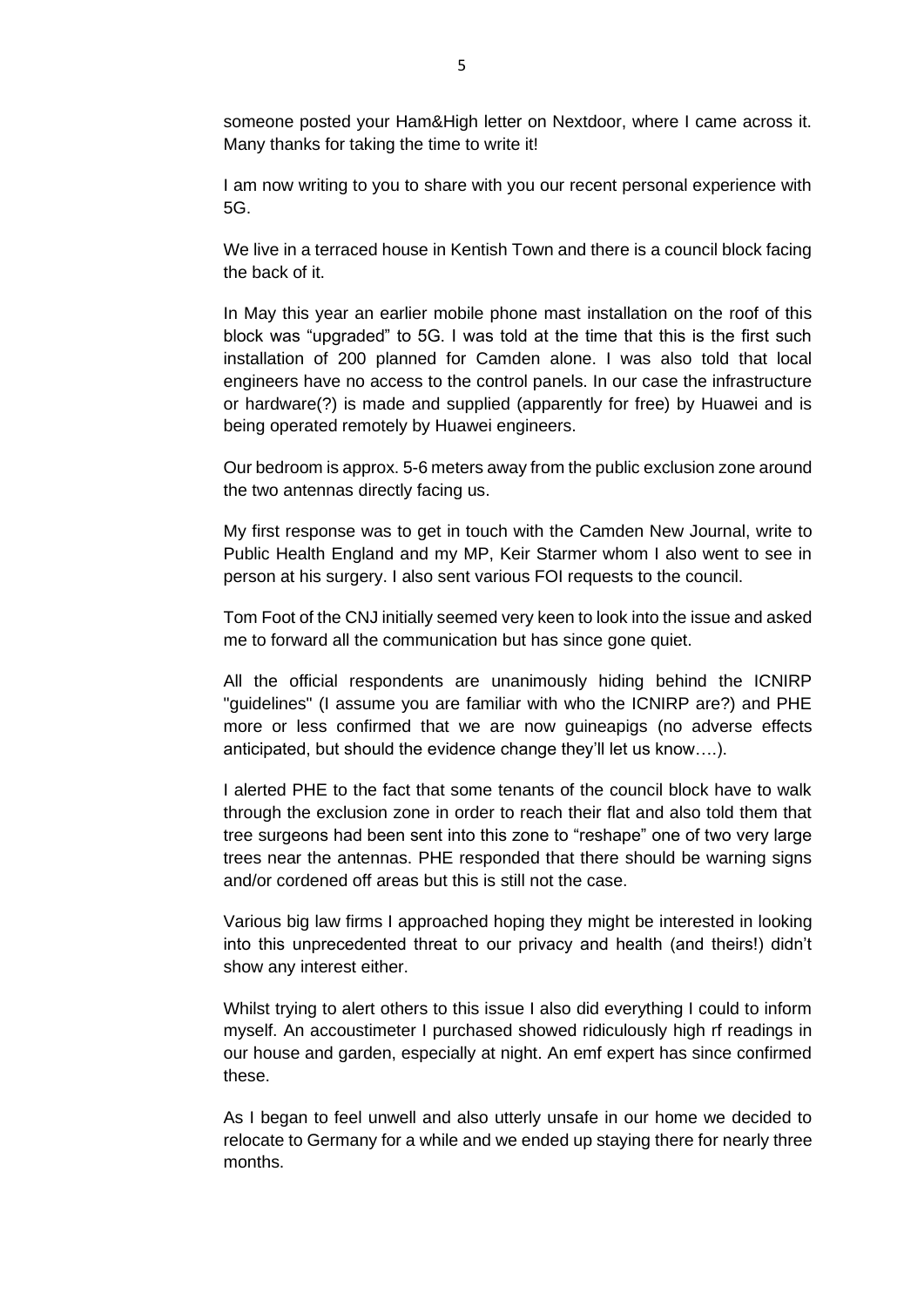someone posted your Ham&High letter on Nextdoor, where I came across it. Many thanks for taking the time to write it!

I am now writing to you to share with you our recent personal experience with 5G.

We live in a terraced house in Kentish Town and there is a council block facing the back of it.

In May this year an earlier mobile phone mast installation on the roof of this block was "upgraded" to 5G. I was told at the time that this is the first such installation of 200 planned for Camden alone. I was also told that local engineers have no access to the control panels. In our case the infrastructure or hardware(?) is made and supplied (apparently for free) by Huawei and is being operated remotely by Huawei engineers.

Our bedroom is approx. 5-6 meters away from the public exclusion zone around the two antennas directly facing us.

My first response was to get in touch with the Camden New Journal, write to Public Health England and my MP, Keir Starmer whom I also went to see in person at his surgery. I also sent various FOI requests to the council.

Tom Foot of the CNJ initially seemed very keen to look into the issue and asked me to forward all the communication but has since gone quiet.

All the official respondents are unanimously hiding behind the ICNIRP "guidelines" (I assume you are familiar with who the ICNIRP are?) and PHE more or less confirmed that we are now guineapigs (no adverse effects anticipated, but should the evidence change they'll let us know….).

I alerted PHE to the fact that some tenants of the council block have to walk through the exclusion zone in order to reach their flat and also told them that tree surgeons had been sent into this zone to "reshape" one of two very large trees near the antennas. PHE responded that there should be warning signs and/or cordened off areas but this is still not the case.

Various big law firms I approached hoping they might be interested in looking into this unprecedented threat to our privacy and health (and theirs!) didn't show any interest either.

Whilst trying to alert others to this issue I also did everything I could to inform myself. An accoustimeter I purchased showed ridiculously high rf readings in our house and garden, especially at night. An emf expert has since confirmed these.

As I began to feel unwell and also utterly unsafe in our home we decided to relocate to Germany for a while and we ended up staying there for nearly three months.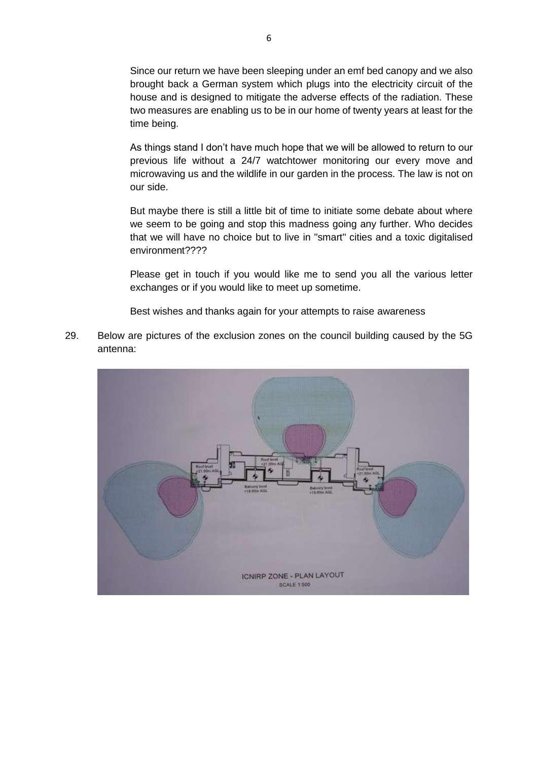Since our return we have been sleeping under an emf bed canopy and we also brought back a German system which plugs into the electricity circuit of the house and is designed to mitigate the adverse effects of the radiation. These two measures are enabling us to be in our home of twenty years at least for the time being.

As things stand I don't have much hope that we will be allowed to return to our previous life without a 24/7 watchtower monitoring our every move and microwaving us and the wildlife in our garden in the process. The law is not on our side.

But maybe there is still a little bit of time to initiate some debate about where we seem to be going and stop this madness going any further. Who decides that we will have no choice but to live in "smart" cities and a toxic digitalised environment????

Please get in touch if you would like me to send you all the various letter exchanges or if you would like to meet up sometime.

Best wishes and thanks again for your attempts to raise awareness

29. Below are pictures of the exclusion zones on the council building caused by the 5G antenna: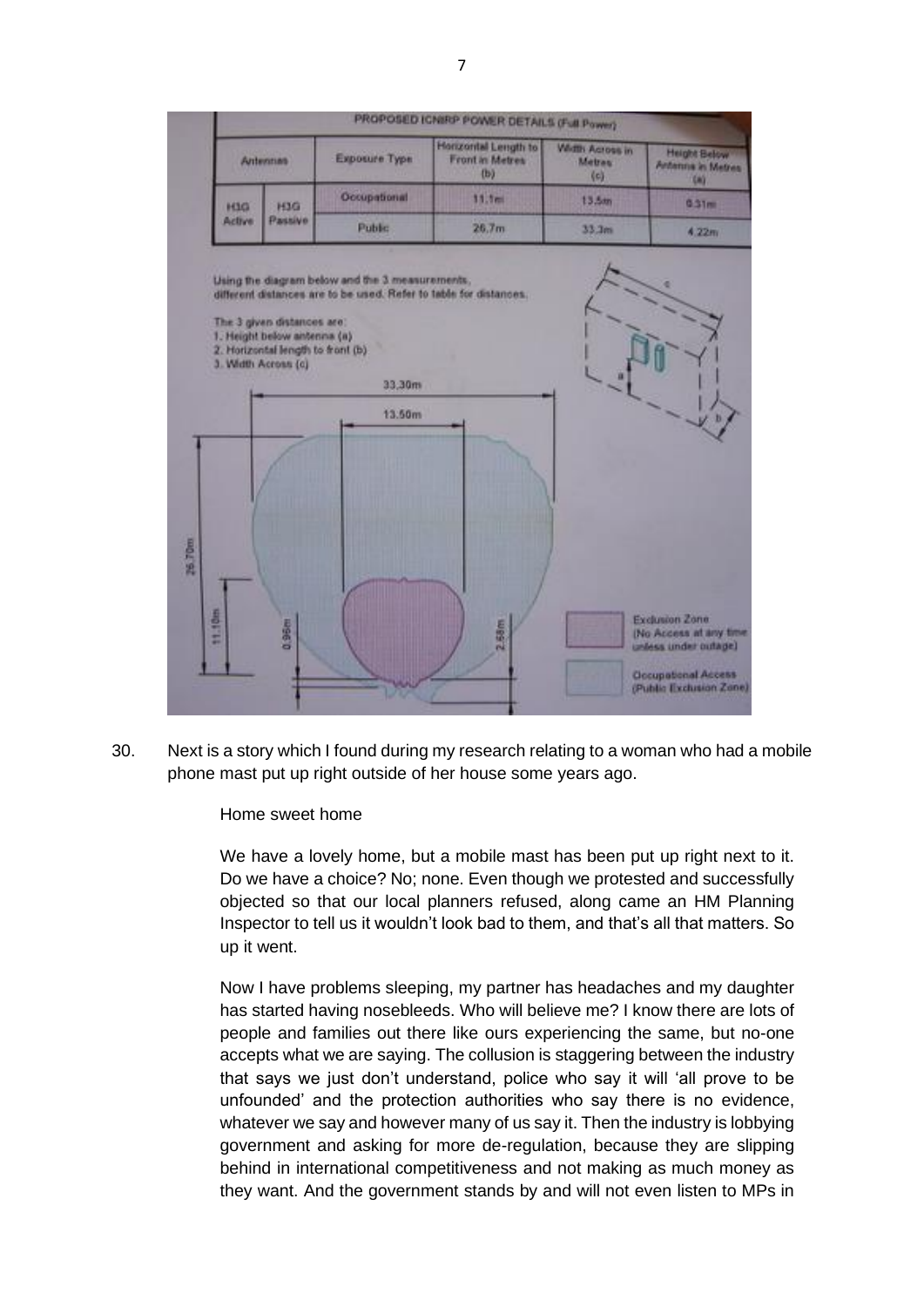| PROPOSED ICNIRP POWER DETAILS (Full Power) | | | | | |
|---|---|---|---|---|---|
| Antennas | | Exposure Type | Horizontal Length to Front in Metres (b) | Width Across in Metres (c) | Height Below Antenna in Metres (a) |
| H3G Active | H3G Passive | Occupational | 11.1m | 13.5m | 0.31m |
| | | Public | 26.7m | 33.3m | 4.22m |

Using the diagram below and the 3 measurements, different distances are to be used. Refer to table for distances.

The 3 given distances are:
1. Height below antenna (a)
2. Horizontal length to front (b)
3. Width Across (c)

Exclusion Zone (No Access at any time unless under outage)

Occupational Access (Public Exclusion Zone)

30. Next is a story which I found during my research relating to a woman who had a mobile phone mast put up right outside of her house some years ago.

> Home sweet home
>
> We have a lovely home, but a mobile mast has been put up right next to it. Do we have a choice? No; none. Even though we protested and successfully objected so that our local planners refused, along came an HM Planning Inspector to tell us it wouldn't look bad to them, and that's all that matters. So up it went.
>
> Now I have problems sleeping, my partner has headaches and my daughter has started having nosebleeds. Who will believe me? I know there are lots of people and families out there like ours experiencing the same, but no-one accepts what we are saying. The collusion is staggering between the industry that says we just don't understand, police who say it will 'all prove to be unfounded' and the protection authorities who say there is no evidence, whatever we say and however many of us say it. Then the industry is lobbying government and asking for more de-regulation, because they are slipping behind in international competitiveness and not making as much money as they want. And the government stands by and will not even listen to MPs in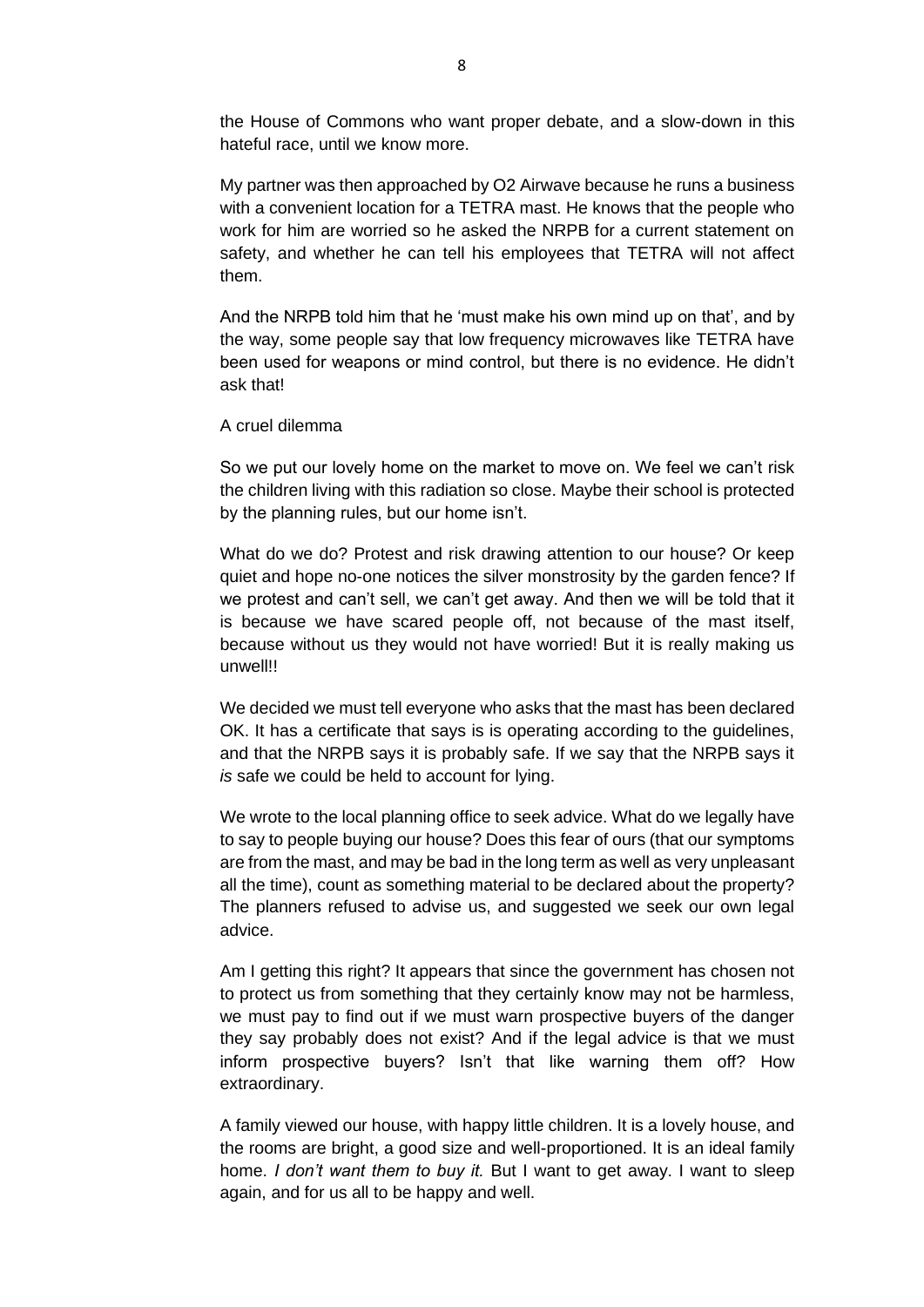the House of Commons who want proper debate, and a slow-down in this hateful race, until we know more.

My partner was then approached by O2 Airwave because he runs a business with a convenient location for a TETRA mast. He knows that the people who work for him are worried so he asked the NRPB for a current statement on safety, and whether he can tell his employees that TETRA will not affect them.

And the NRPB told him that he 'must make his own mind up on that', and by the way, some people say that low frequency microwaves like TETRA have been used for weapons or mind control, but there is no evidence. He didn't ask that!

A cruel dilemma

So we put our lovely home on the market to move on. We feel we can't risk the children living with this radiation so close. Maybe their school is protected by the planning rules, but our home isn't.

What do we do? Protest and risk drawing attention to our house? Or keep quiet and hope no-one notices the silver monstrosity by the garden fence? If we protest and can't sell, we can't get away. And then we will be told that it is because we have scared people off, not because of the mast itself, because without us they would not have worried! But it is really making us unwell!!

We decided we must tell everyone who asks that the mast has been declared OK. It has a certificate that says is is operating according to the guidelines, and that the NRPB says it is probably safe. If we say that the NRPB says it *is* safe we could be held to account for lying.

We wrote to the local planning office to seek advice. What do we legally have to say to people buying our house? Does this fear of ours (that our symptoms are from the mast, and may be bad in the long term as well as very unpleasant all the time), count as something material to be declared about the property? The planners refused to advise us, and suggested we seek our own legal advice.

Am I getting this right? It appears that since the government has chosen not to protect us from something that they certainly know may not be harmless, we must pay to find out if we must warn prospective buyers of the danger they say probably does not exist? And if the legal advice is that we must inform prospective buyers? Isn't that like warning them off? How extraordinary.

A family viewed our house, with happy little children. It is a lovely house, and the rooms are bright, a good size and well-proportioned. It is an ideal family home. *I don't want them to buy it.* But I want to get away. I want to sleep again, and for us all to be happy and well.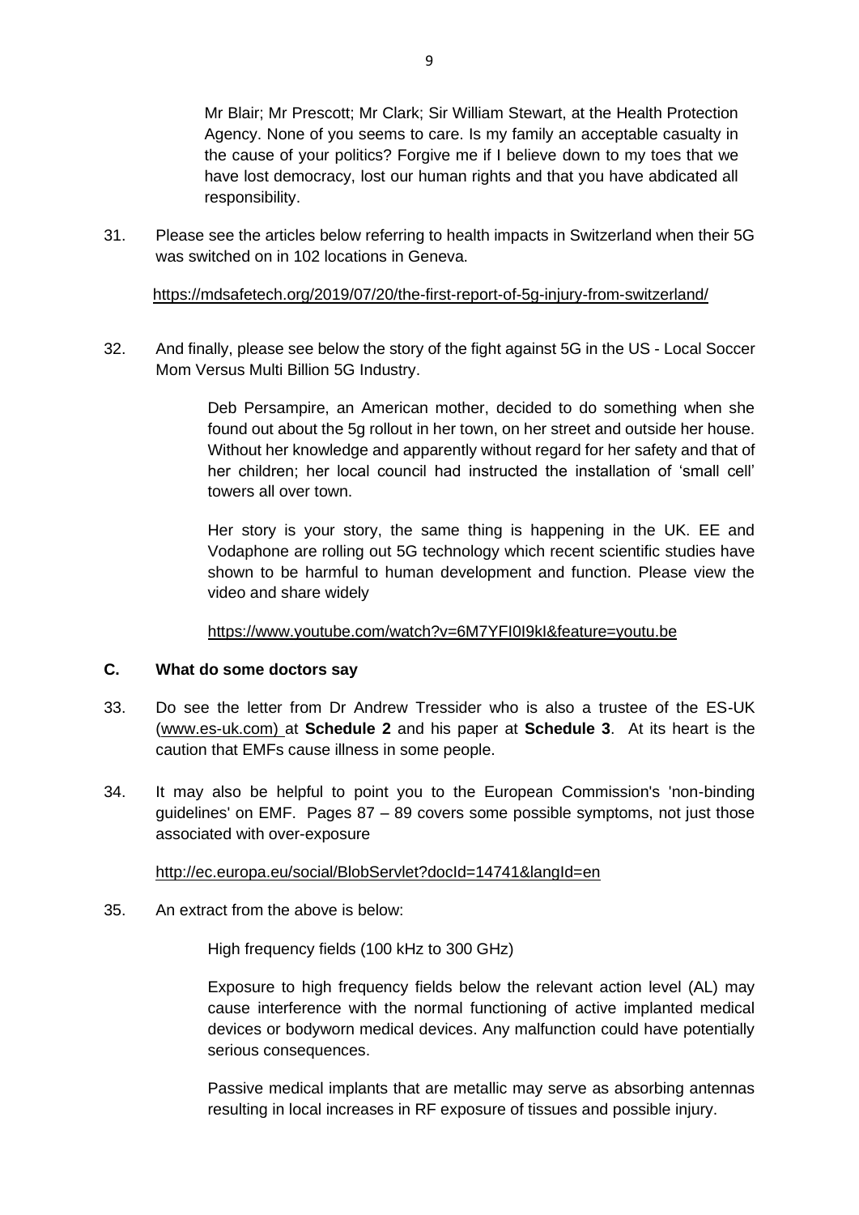> Mr Blair; Mr Prescott; Mr Clark; Sir William Stewart, at the Health Protection Agency. None of you seems to care. Is my family an acceptable casualty in the cause of your politics? Forgive me if I believe down to my toes that we have lost democracy, lost our human rights and that you have abdicated all responsibility.

31. Please see the articles below referring to health impacts in Switzerland when their 5G was switched on in 102 locations in Geneva.

    https://mdsafetech.org/2019/07/20/the-first-report-of-5g-injury-from-switzerland/

32. And finally, please see below the story of the fight against 5G in the US - Local Soccer Mom Versus Multi Billion 5G Industry.

    > Deb Persampire, an American mother, decided to do something when she found out about the 5g rollout in her town, on her street and outside her house. Without her knowledge and apparently without regard for her safety and that of her children; her local council had instructed the installation of 'small cell' towers all over town.
    >
    > Her story is your story, the same thing is happening in the UK. EE and Vodaphone are rolling out 5G technology which recent scientific studies have shown to be harmful to human development and function. Please view the video and share widely
    >
    > https://www.youtube.com/watch?v=6M7YFI0I9kI&feature=youtu.be

## C. What do some doctors say

33. Do see the letter from Dr Andrew Tressider who is also a trustee of the ES-UK (www.es-uk.com) at **Schedule 2** and his paper at **Schedule 3**. At its heart is the caution that EMFs cause illness in some people.

34. It may also be helpful to point you to the European Commission's 'non-binding guidelines' on EMF. Pages 87 – 89 covers some possible symptoms, not just those associated with over-exposure

    http://ec.europa.eu/social/BlobServlet?docId=14741&langId=en

35. An extract from the above is below:

    > High frequency fields (100 kHz to 300 GHz)
    >
    > Exposure to high frequency fields below the relevant action level (AL) may cause interference with the normal functioning of active implanted medical devices or bodyworn medical devices. Any malfunction could have potentially serious consequences.
    >
    > Passive medical implants that are metallic may serve as absorbing antennas resulting in local increases in RF exposure of tissues and possible injury.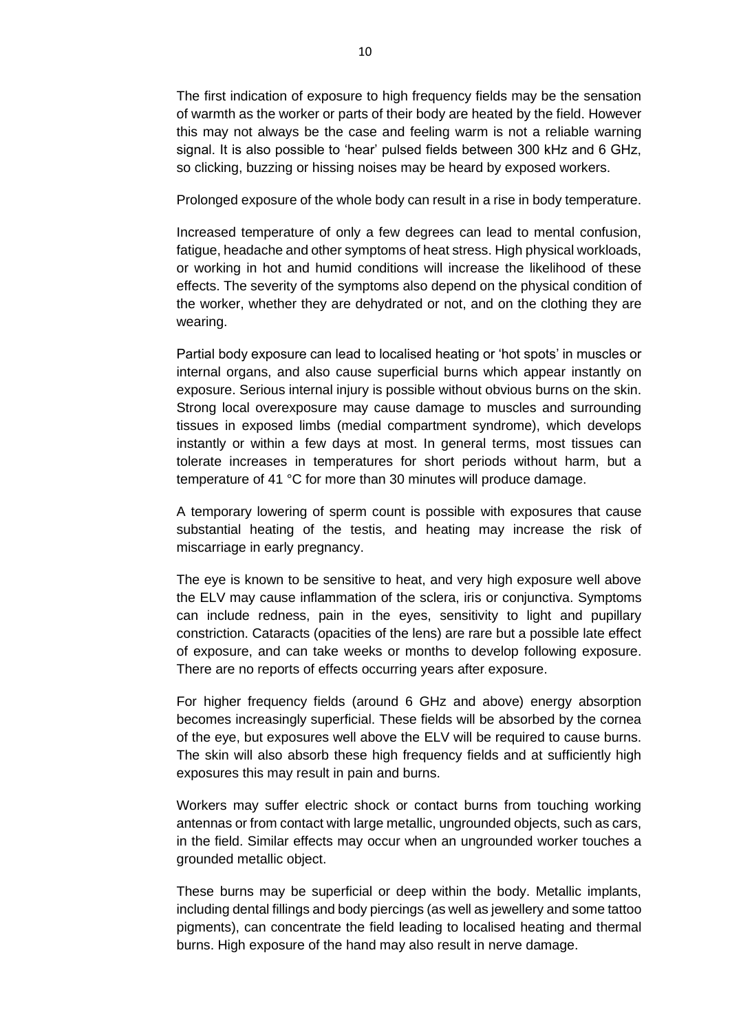The first indication of exposure to high frequency fields may be the sensation of warmth as the worker or parts of their body are heated by the field. However this may not always be the case and feeling warm is not a reliable warning signal. It is also possible to 'hear' pulsed fields between 300 kHz and 6 GHz, so clicking, buzzing or hissing noises may be heard by exposed workers.

Prolonged exposure of the whole body can result in a rise in body temperature.

Increased temperature of only a few degrees can lead to mental confusion, fatigue, headache and other symptoms of heat stress. High physical workloads, or working in hot and humid conditions will increase the likelihood of these effects. The severity of the symptoms also depend on the physical condition of the worker, whether they are dehydrated or not, and on the clothing they are wearing.

Partial body exposure can lead to localised heating or 'hot spots' in muscles or internal organs, and also cause superficial burns which appear instantly on exposure. Serious internal injury is possible without obvious burns on the skin. Strong local overexposure may cause damage to muscles and surrounding tissues in exposed limbs (medial compartment syndrome), which develops instantly or within a few days at most. In general terms, most tissues can tolerate increases in temperatures for short periods without harm, but a temperature of 41 °C for more than 30 minutes will produce damage.

A temporary lowering of sperm count is possible with exposures that cause substantial heating of the testis, and heating may increase the risk of miscarriage in early pregnancy.

The eye is known to be sensitive to heat, and very high exposure well above the ELV may cause inflammation of the sclera, iris or conjunctiva. Symptoms can include redness, pain in the eyes, sensitivity to light and pupillary constriction. Cataracts (opacities of the lens) are rare but a possible late effect of exposure, and can take weeks or months to develop following exposure. There are no reports of effects occurring years after exposure.

For higher frequency fields (around 6 GHz and above) energy absorption becomes increasingly superficial. These fields will be absorbed by the cornea of the eye, but exposures well above the ELV will be required to cause burns. The skin will also absorb these high frequency fields and at sufficiently high exposures this may result in pain and burns.

Workers may suffer electric shock or contact burns from touching working antennas or from contact with large metallic, ungrounded objects, such as cars, in the field. Similar effects may occur when an ungrounded worker touches a grounded metallic object.

These burns may be superficial or deep within the body. Metallic implants, including dental fillings and body piercings (as well as jewellery and some tattoo pigments), can concentrate the field leading to localised heating and thermal burns. High exposure of the hand may also result in nerve damage.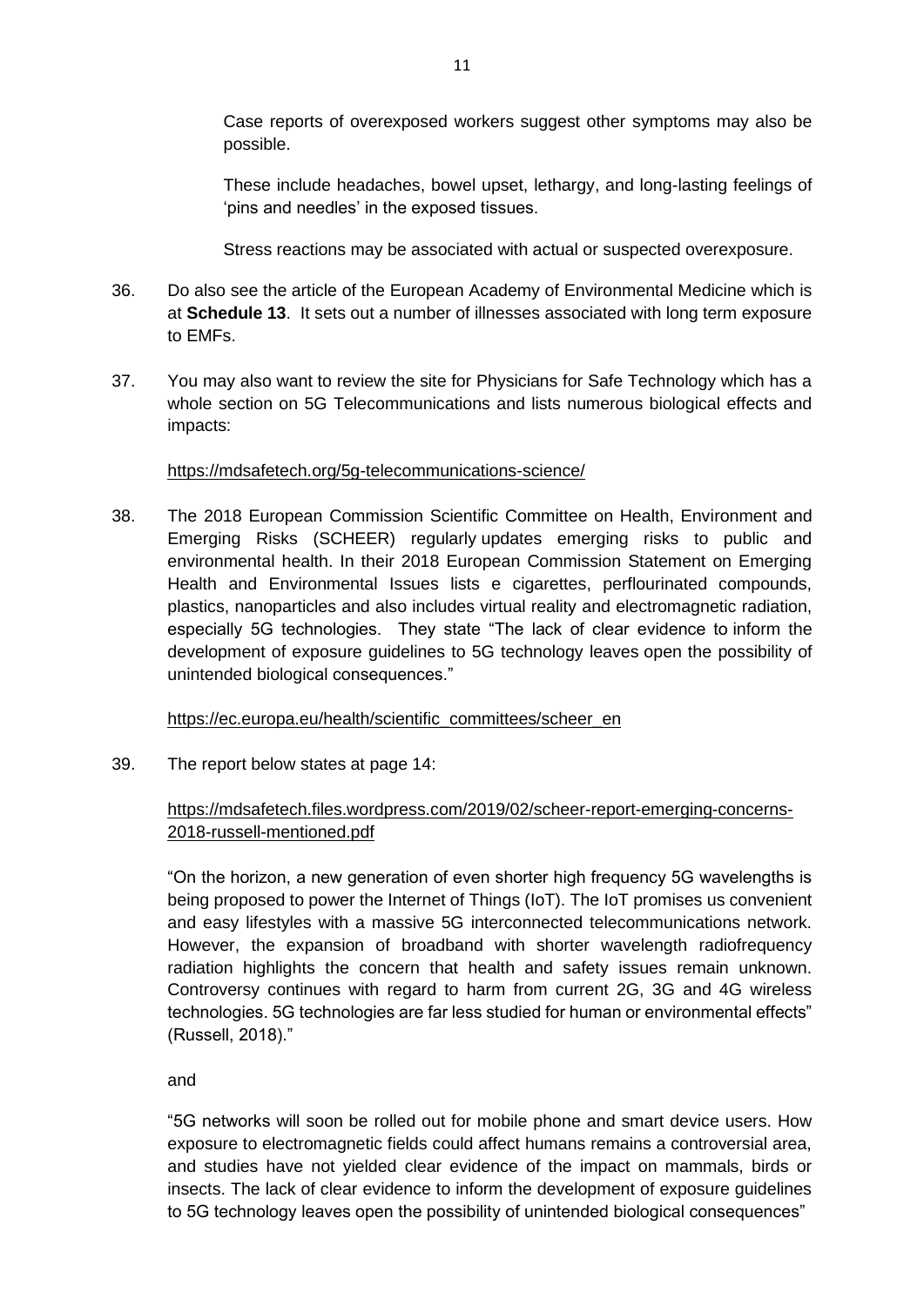Case reports of overexposed workers suggest other symptoms may also be possible.

These include headaches, bowel upset, lethargy, and long-lasting feelings of 'pins and needles' in the exposed tissues.

Stress reactions may be associated with actual or suspected overexposure.

36. Do also see the article of the European Academy of Environmental Medicine which is at **Schedule 13**. It sets out a number of illnesses associated with long term exposure to EMFs.

37. You may also want to review the site for Physicians for Safe Technology which has a whole section on 5G Telecommunications and lists numerous biological effects and impacts:

    https://mdsafetech.org/5g-telecommunications-science/

38. The 2018 European Commission Scientific Committee on Health, Environment and Emerging Risks (SCHEER) regularly updates emerging risks to public and environmental health. In their 2018 European Commission Statement on Emerging Health and Environmental Issues lists e cigarettes, perflourinated compounds, plastics, nanoparticles and also includes virtual reality and electromagnetic radiation, especially 5G technologies. They state "The lack of clear evidence to inform the development of exposure guidelines to 5G technology leaves open the possibility of unintended biological consequences."

    https://ec.europa.eu/health/scientific_committees/scheer_en

39. The report below states at page 14:

    https://mdsafetech.files.wordpress.com/2019/02/scheer-report-emerging-concerns-2018-russell-mentioned.pdf

    "On the horizon, a new generation of even shorter high frequency 5G wavelengths is being proposed to power the Internet of Things (IoT). The IoT promises us convenient and easy lifestyles with a massive 5G interconnected telecommunications network. However, the expansion of broadband with shorter wavelength radiofrequency radiation highlights the concern that health and safety issues remain unknown. Controversy continues with regard to harm from current 2G, 3G and 4G wireless technologies. 5G technologies are far less studied for human or environmental effects" (Russell, 2018)."

    and

    "5G networks will soon be rolled out for mobile phone and smart device users. How exposure to electromagnetic fields could affect humans remains a controversial area, and studies have not yielded clear evidence of the impact on mammals, birds or insects. The lack of clear evidence to inform the development of exposure guidelines to 5G technology leaves open the possibility of unintended biological consequences"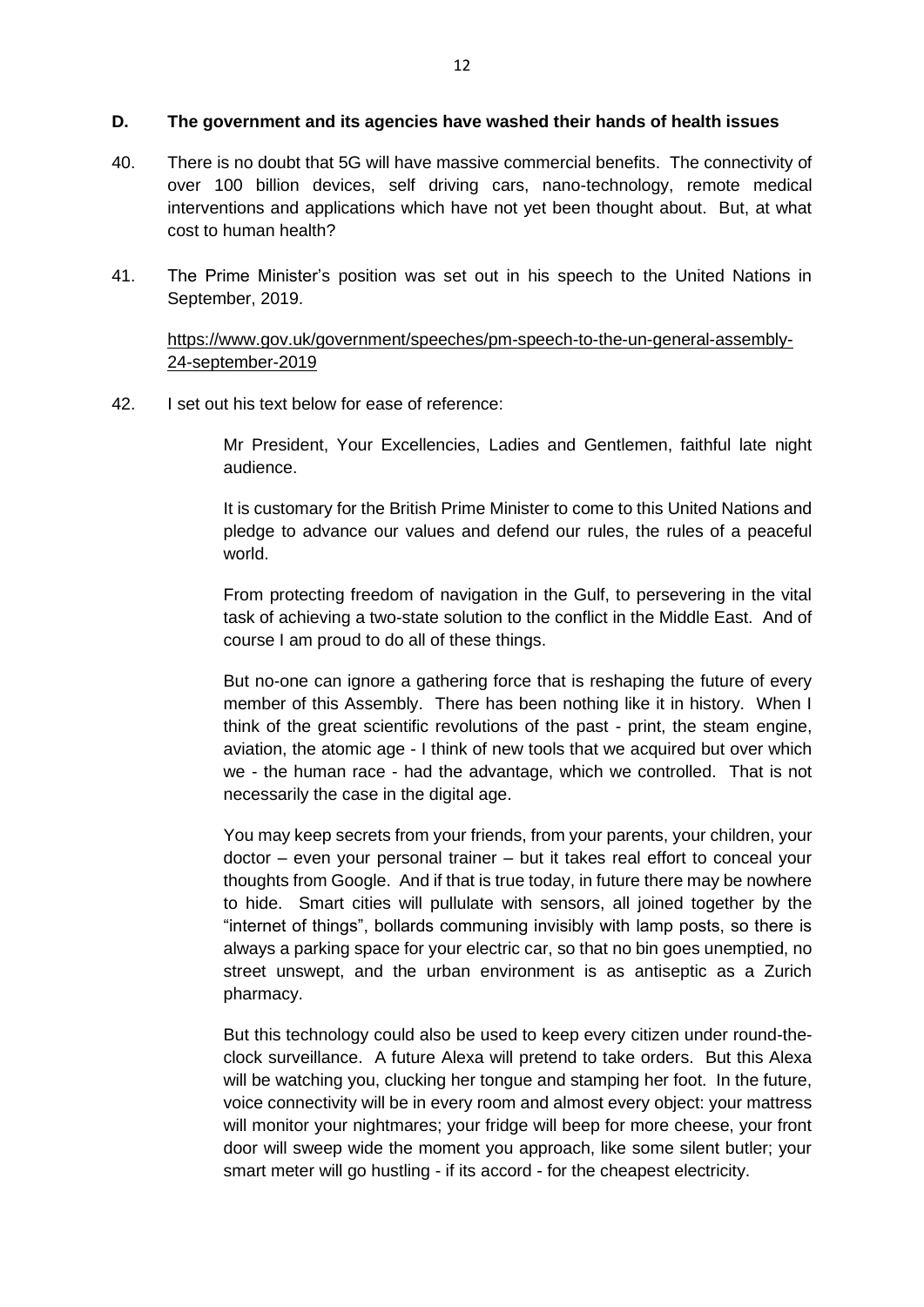## D. The government and its agencies have washed their hands of health issues

40. There is no doubt that 5G will have massive commercial benefits. The connectivity of over 100 billion devices, self driving cars, nano-technology, remote medical interventions and applications which have not yet been thought about. But, at what cost to human health?

41. The Prime Minister's position was set out in his speech to the United Nations in September, 2019.

    https://www.gov.uk/government/speeches/pm-speech-to-the-un-general-assembly-24-september-2019

42. I set out his text below for ease of reference:

    > Mr President, Your Excellencies, Ladies and Gentlemen, faithful late night audience.
    >
    > It is customary for the British Prime Minister to come to this United Nations and pledge to advance our values and defend our rules, the rules of a peaceful world.
    >
    > From protecting freedom of navigation in the Gulf, to persevering in the vital task of achieving a two-state solution to the conflict in the Middle East. And of course I am proud to do all of these things.
    >
    > But no-one can ignore a gathering force that is reshaping the future of every member of this Assembly. There has been nothing like it in history. When I think of the great scientific revolutions of the past - print, the steam engine, aviation, the atomic age - I think of new tools that we acquired but over which we - the human race - had the advantage, which we controlled. That is not necessarily the case in the digital age.
    >
    > You may keep secrets from your friends, from your parents, your children, your doctor – even your personal trainer – but it takes real effort to conceal your thoughts from Google. And if that is true today, in future there may be nowhere to hide. Smart cities will pullulate with sensors, all joined together by the "internet of things", bollards communing invisibly with lamp posts, so there is always a parking space for your electric car, so that no bin goes unemptied, no street unswept, and the urban environment is as antiseptic as a Zurich pharmacy.
    >
    > But this technology could also be used to keep every citizen under round-the-clock surveillance. A future Alexa will pretend to take orders. But this Alexa will be watching you, clucking her tongue and stamping her foot. In the future, voice connectivity will be in every room and almost every object: your mattress will monitor your nightmares; your fridge will beep for more cheese, your front door will sweep wide the moment you approach, like some silent butler; your smart meter will go hustling - if its accord - for the cheapest electricity.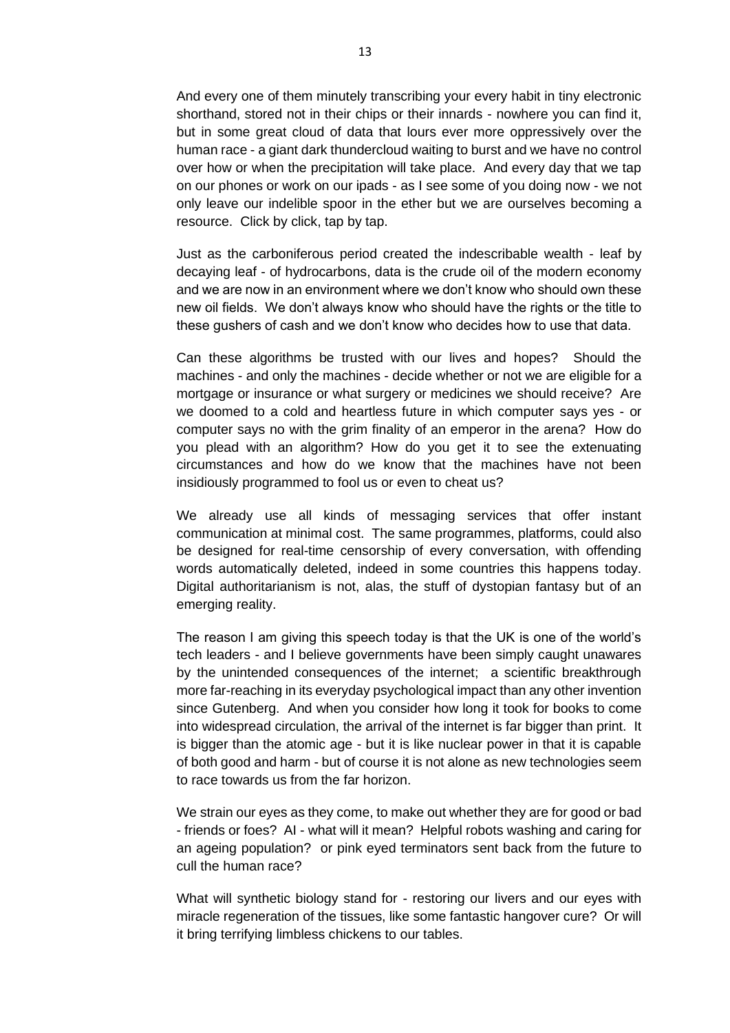And every one of them minutely transcribing your every habit in tiny electronic shorthand, stored not in their chips or their innards - nowhere you can find it, but in some great cloud of data that lours ever more oppressively over the human race - a giant dark thundercloud waiting to burst and we have no control over how or when the precipitation will take place. And every day that we tap on our phones or work on our ipads - as I see some of you doing now - we not only leave our indelible spoor in the ether but we are ourselves becoming a resource. Click by click, tap by tap.

Just as the carboniferous period created the indescribable wealth - leaf by decaying leaf - of hydrocarbons, data is the crude oil of the modern economy and we are now in an environment where we don't know who should own these new oil fields. We don't always know who should have the rights or the title to these gushers of cash and we don't know who decides how to use that data.

Can these algorithms be trusted with our lives and hopes? Should the machines - and only the machines - decide whether or not we are eligible for a mortgage or insurance or what surgery or medicines we should receive? Are we doomed to a cold and heartless future in which computer says yes - or computer says no with the grim finality of an emperor in the arena? How do you plead with an algorithm? How do you get it to see the extenuating circumstances and how do we know that the machines have not been insidiously programmed to fool us or even to cheat us?

We already use all kinds of messaging services that offer instant communication at minimal cost. The same programmes, platforms, could also be designed for real-time censorship of every conversation, with offending words automatically deleted, indeed in some countries this happens today. Digital authoritarianism is not, alas, the stuff of dystopian fantasy but of an emerging reality.

The reason I am giving this speech today is that the UK is one of the world's tech leaders - and I believe governments have been simply caught unawares by the unintended consequences of the internet; a scientific breakthrough more far-reaching in its everyday psychological impact than any other invention since Gutenberg. And when you consider how long it took for books to come into widespread circulation, the arrival of the internet is far bigger than print. It is bigger than the atomic age - but it is like nuclear power in that it is capable of both good and harm - but of course it is not alone as new technologies seem to race towards us from the far horizon.

We strain our eyes as they come, to make out whether they are for good or bad - friends or foes? AI - what will it mean? Helpful robots washing and caring for an ageing population? or pink eyed terminators sent back from the future to cull the human race?

What will synthetic biology stand for - restoring our livers and our eyes with miracle regeneration of the tissues, like some fantastic hangover cure? Or will it bring terrifying limbless chickens to our tables.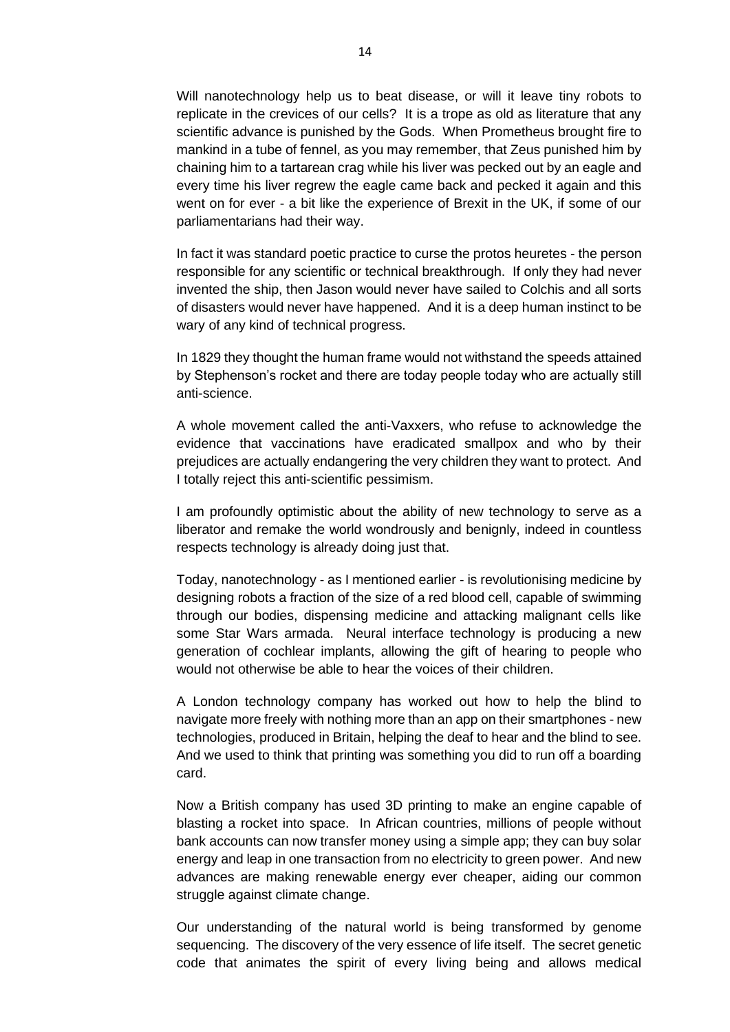Will nanotechnology help us to beat disease, or will it leave tiny robots to replicate in the crevices of our cells? It is a trope as old as literature that any scientific advance is punished by the Gods. When Prometheus brought fire to mankind in a tube of fennel, as you may remember, that Zeus punished him by chaining him to a tartarean crag while his liver was pecked out by an eagle and every time his liver regrew the eagle came back and pecked it again and this went on for ever - a bit like the experience of Brexit in the UK, if some of our parliamentarians had their way.

In fact it was standard poetic practice to curse the protos heuretes - the person responsible for any scientific or technical breakthrough. If only they had never invented the ship, then Jason would never have sailed to Colchis and all sorts of disasters would never have happened. And it is a deep human instinct to be wary of any kind of technical progress.

In 1829 they thought the human frame would not withstand the speeds attained by Stephenson's rocket and there are today people today who are actually still anti-science.

A whole movement called the anti-Vaxxers, who refuse to acknowledge the evidence that vaccinations have eradicated smallpox and who by their prejudices are actually endangering the very children they want to protect. And I totally reject this anti-scientific pessimism.

I am profoundly optimistic about the ability of new technology to serve as a liberator and remake the world wondrously and benignly, indeed in countless respects technology is already doing just that.

Today, nanotechnology - as I mentioned earlier - is revolutionising medicine by designing robots a fraction of the size of a red blood cell, capable of swimming through our bodies, dispensing medicine and attacking malignant cells like some Star Wars armada. Neural interface technology is producing a new generation of cochlear implants, allowing the gift of hearing to people who would not otherwise be able to hear the voices of their children.

A London technology company has worked out how to help the blind to navigate more freely with nothing more than an app on their smartphones - new technologies, produced in Britain, helping the deaf to hear and the blind to see. And we used to think that printing was something you did to run off a boarding card.

Now a British company has used 3D printing to make an engine capable of blasting a rocket into space. In African countries, millions of people without bank accounts can now transfer money using a simple app; they can buy solar energy and leap in one transaction from no electricity to green power. And new advances are making renewable energy ever cheaper, aiding our common struggle against climate change.

Our understanding of the natural world is being transformed by genome sequencing. The discovery of the very essence of life itself. The secret genetic code that animates the spirit of every living being and allows medical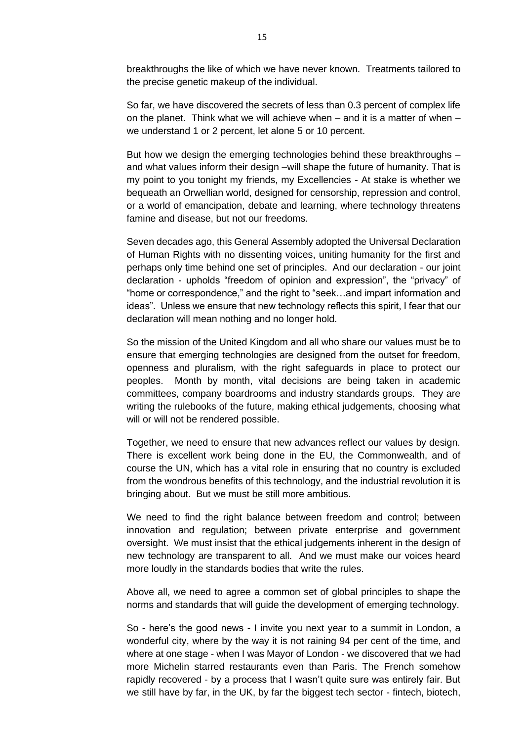breakthroughs the like of which we have never known. Treatments tailored to the precise genetic makeup of the individual.

So far, we have discovered the secrets of less than 0.3 percent of complex life on the planet. Think what we will achieve when – and it is a matter of when – we understand 1 or 2 percent, let alone 5 or 10 percent.

But how we design the emerging technologies behind these breakthroughs – and what values inform their design –will shape the future of humanity. That is my point to you tonight my friends, my Excellencies - At stake is whether we bequeath an Orwellian world, designed for censorship, repression and control, or a world of emancipation, debate and learning, where technology threatens famine and disease, but not our freedoms.

Seven decades ago, this General Assembly adopted the Universal Declaration of Human Rights with no dissenting voices, uniting humanity for the first and perhaps only time behind one set of principles. And our declaration - our joint declaration - upholds "freedom of opinion and expression", the "privacy" of "home or correspondence," and the right to "seek…and impart information and ideas". Unless we ensure that new technology reflects this spirit, I fear that our declaration will mean nothing and no longer hold.

So the mission of the United Kingdom and all who share our values must be to ensure that emerging technologies are designed from the outset for freedom, openness and pluralism, with the right safeguards in place to protect our peoples. Month by month, vital decisions are being taken in academic committees, company boardrooms and industry standards groups. They are writing the rulebooks of the future, making ethical judgements, choosing what will or will not be rendered possible.

Together, we need to ensure that new advances reflect our values by design. There is excellent work being done in the EU, the Commonwealth, and of course the UN, which has a vital role in ensuring that no country is excluded from the wondrous benefits of this technology, and the industrial revolution it is bringing about. But we must be still more ambitious.

We need to find the right balance between freedom and control; between innovation and regulation; between private enterprise and government oversight. We must insist that the ethical judgements inherent in the design of new technology are transparent to all. And we must make our voices heard more loudly in the standards bodies that write the rules.

Above all, we need to agree a common set of global principles to shape the norms and standards that will guide the development of emerging technology.

So - here's the good news - I invite you next year to a summit in London, a wonderful city, where by the way it is not raining 94 per cent of the time, and where at one stage - when I was Mayor of London - we discovered that we had more Michelin starred restaurants even than Paris. The French somehow rapidly recovered - by a process that I wasn't quite sure was entirely fair. But we still have by far, in the UK, by far the biggest tech sector - fintech, biotech,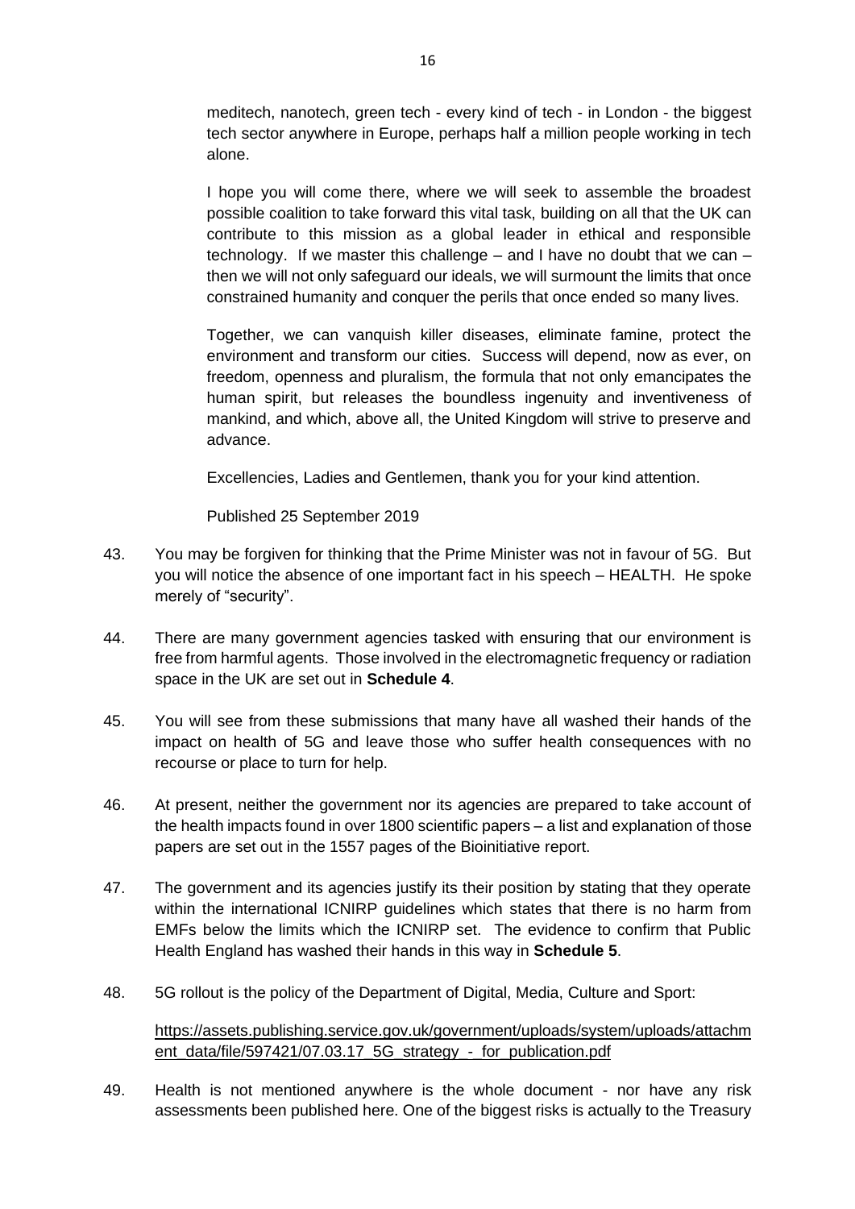> meditech, nanotech, green tech - every kind of tech - in London - the biggest tech sector anywhere in Europe, perhaps half a million people working in tech alone.
>
> I hope you will come there, where we will seek to assemble the broadest possible coalition to take forward this vital task, building on all that the UK can contribute to this mission as a global leader in ethical and responsible technology. If we master this challenge – and I have no doubt that we can – then we will not only safeguard our ideals, we will surmount the limits that once constrained humanity and conquer the perils that once ended so many lives.
>
> Together, we can vanquish killer diseases, eliminate famine, protect the environment and transform our cities. Success will depend, now as ever, on freedom, openness and pluralism, the formula that not only emancipates the human spirit, but releases the boundless ingenuity and inventiveness of mankind, and which, above all, the United Kingdom will strive to preserve and advance.
>
> Excellencies, Ladies and Gentlemen, thank you for your kind attention.
>
> Published 25 September 2019

43. You may be forgiven for thinking that the Prime Minister was not in favour of 5G. But you will notice the absence of one important fact in his speech – HEALTH. He spoke merely of "security".

44. There are many government agencies tasked with ensuring that our environment is free from harmful agents. Those involved in the electromagnetic frequency or radiation space in the UK are set out in **Schedule 4**.

45. You will see from these submissions that many have all washed their hands of the impact on health of 5G and leave those who suffer health consequences with no recourse or place to turn for help.

46. At present, neither the government nor its agencies are prepared to take account of the health impacts found in over 1800 scientific papers – a list and explanation of those papers are set out in the 1557 pages of the Bioinitiative report.

47. The government and its agencies justify its their position by stating that they operate within the international ICNIRP guidelines which states that there is no harm from EMFs below the limits which the ICNIRP set. The evidence to confirm that Public Health England has washed their hands in this way in **Schedule 5**.

48. 5G rollout is the policy of the Department of Digital, Media, Culture and Sport:

    https://assets.publishing.service.gov.uk/government/uploads/system/uploads/attachment_data/file/597421/07.03.17_5G_strategy_-_for_publication.pdf

49. Health is not mentioned anywhere is the whole document - nor have any risk assessments been published here. One of the biggest risks is actually to the Treasury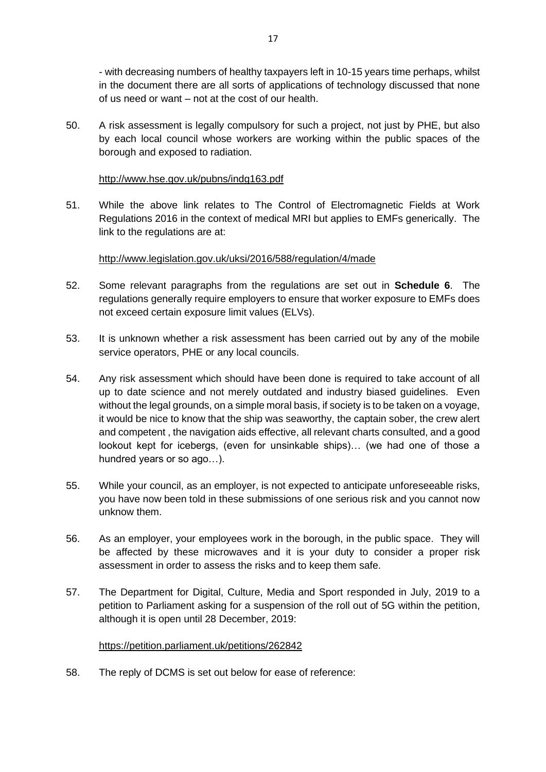- with decreasing numbers of healthy taxpayers left in 10-15 years time perhaps, whilst in the document there are all sorts of applications of technology discussed that none of us need or want – not at the cost of our health.

50. A risk assessment is legally compulsory for such a project, not just by PHE, but also by each local council whose workers are working within the public spaces of the borough and exposed to radiation.

    http://www.hse.gov.uk/pubns/indg163.pdf

51. While the above link relates to The Control of Electromagnetic Fields at Work Regulations 2016 in the context of medical MRI but applies to EMFs generically. The link to the regulations are at:

    http://www.legislation.gov.uk/uksi/2016/588/regulation/4/made

52. Some relevant paragraphs from the regulations are set out in **Schedule 6**. The regulations generally require employers to ensure that worker exposure to EMFs does not exceed certain exposure limit values (ELVs).

53. It is unknown whether a risk assessment has been carried out by any of the mobile service operators, PHE or any local councils.

54. Any risk assessment which should have been done is required to take account of all up to date science and not merely outdated and industry biased guidelines. Even without the legal grounds, on a simple moral basis, if society is to be taken on a voyage, it would be nice to know that the ship was seaworthy, the captain sober, the crew alert and competent , the navigation aids effective, all relevant charts consulted, and a good lookout kept for icebergs, (even for unsinkable ships)… (we had one of those a hundred years or so ago…).

55. While your council, as an employer, is not expected to anticipate unforeseeable risks, you have now been told in these submissions of one serious risk and you cannot now unknow them.

56. As an employer, your employees work in the borough, in the public space. They will be affected by these microwaves and it is your duty to consider a proper risk assessment in order to assess the risks and to keep them safe.

57. The Department for Digital, Culture, Media and Sport responded in July, 2019 to a petition to Parliament asking for a suspension of the roll out of 5G within the petition, although it is open until 28 December, 2019:

    https://petition.parliament.uk/petitions/262842

58. The reply of DCMS is set out below for ease of reference: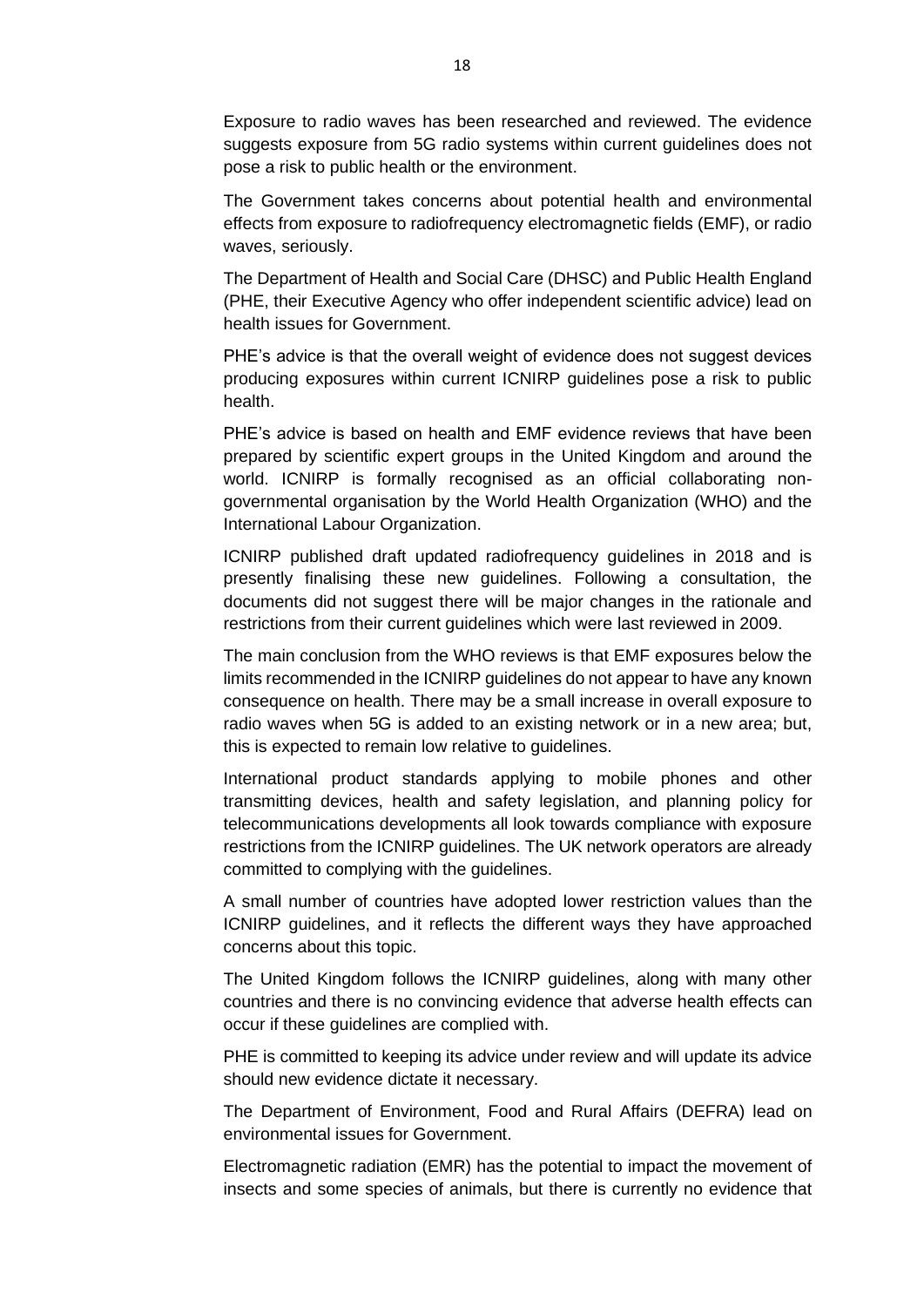Exposure to radio waves has been researched and reviewed. The evidence suggests exposure from 5G radio systems within current guidelines does not pose a risk to public health or the environment.

The Government takes concerns about potential health and environmental effects from exposure to radiofrequency electromagnetic fields (EMF), or radio waves, seriously.

The Department of Health and Social Care (DHSC) and Public Health England (PHE, their Executive Agency who offer independent scientific advice) lead on health issues for Government.

PHE's advice is that the overall weight of evidence does not suggest devices producing exposures within current ICNIRP guidelines pose a risk to public health.

PHE's advice is based on health and EMF evidence reviews that have been prepared by scientific expert groups in the United Kingdom and around the world. ICNIRP is formally recognised as an official collaborating non-governmental organisation by the World Health Organization (WHO) and the International Labour Organization.

ICNIRP published draft updated radiofrequency guidelines in 2018 and is presently finalising these new guidelines. Following a consultation, the documents did not suggest there will be major changes in the rationale and restrictions from their current guidelines which were last reviewed in 2009.

The main conclusion from the WHO reviews is that EMF exposures below the limits recommended in the ICNIRP guidelines do not appear to have any known consequence on health. There may be a small increase in overall exposure to radio waves when 5G is added to an existing network or in a new area; but, this is expected to remain low relative to guidelines.

International product standards applying to mobile phones and other transmitting devices, health and safety legislation, and planning policy for telecommunications developments all look towards compliance with exposure restrictions from the ICNIRP guidelines. The UK network operators are already committed to complying with the guidelines.

A small number of countries have adopted lower restriction values than the ICNIRP guidelines, and it reflects the different ways they have approached concerns about this topic.

The United Kingdom follows the ICNIRP guidelines, along with many other countries and there is no convincing evidence that adverse health effects can occur if these guidelines are complied with.

PHE is committed to keeping its advice under review and will update its advice should new evidence dictate it necessary.

The Department of Environment, Food and Rural Affairs (DEFRA) lead on environmental issues for Government.

Electromagnetic radiation (EMR) has the potential to impact the movement of insects and some species of animals, but there is currently no evidence that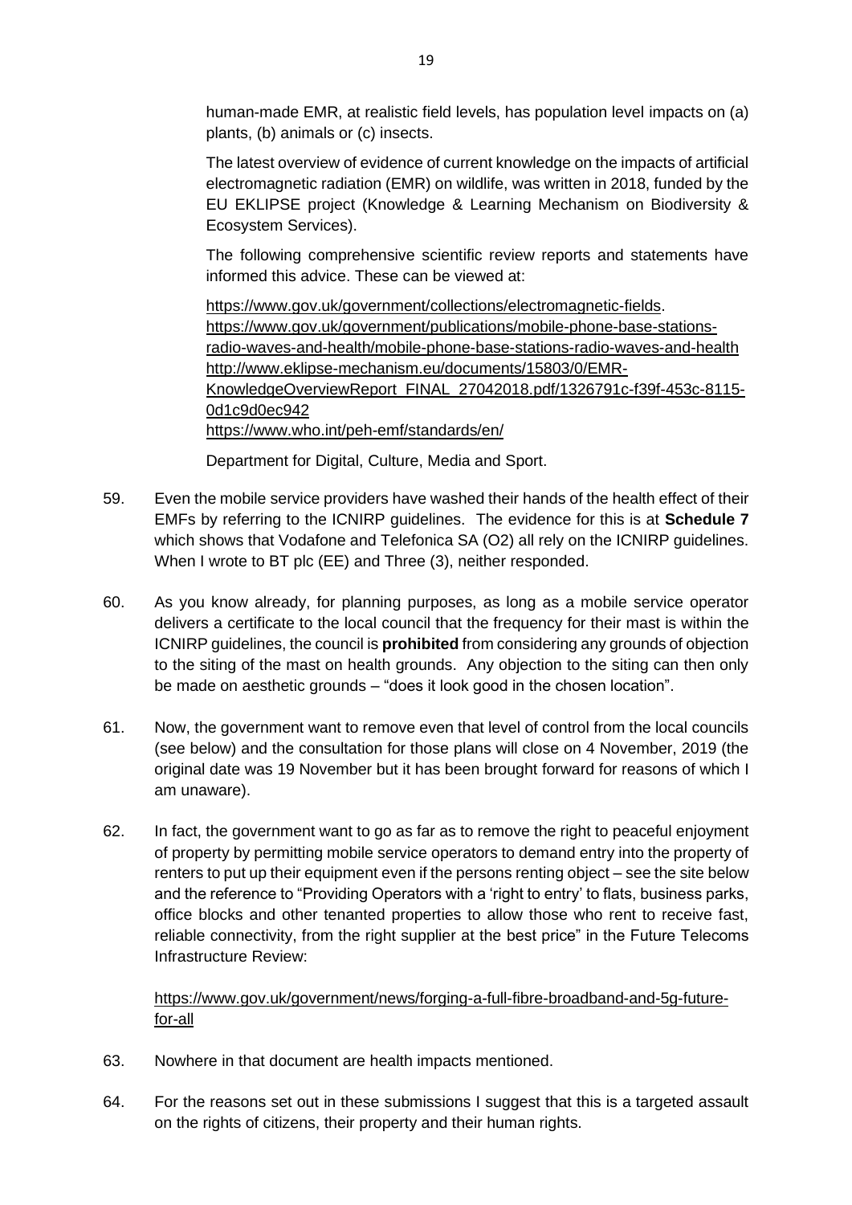human-made EMR, at realistic field levels, has population level impacts on (a) plants, (b) animals or (c) insects.

The latest overview of evidence of current knowledge on the impacts of artificial electromagnetic radiation (EMR) on wildlife, was written in 2018, funded by the EU EKLIPSE project (Knowledge & Learning Mechanism on Biodiversity & Ecosystem Services).

The following comprehensive scientific review reports and statements have informed this advice. These can be viewed at:

https://www.gov.uk/government/collections/electromagnetic-fields.
https://www.gov.uk/government/publications/mobile-phone-base-stations-radio-waves-and-health/mobile-phone-base-stations-radio-waves-and-health
http://www.eklipse-mechanism.eu/documents/15803/0/EMR-KnowledgeOverviewReport_FINAL_27042018.pdf/1326791c-f39f-453c-8115-0d1c9d0ec942
https://www.who.int/peh-emf/standards/en/

Department for Digital, Culture, Media and Sport.

59. Even the mobile service providers have washed their hands of the health effect of their EMFs by referring to the ICNIRP guidelines. The evidence for this is at **Schedule 7** which shows that Vodafone and Telefonica SA (O2) all rely on the ICNIRP guidelines. When I wrote to BT plc (EE) and Three (3), neither responded.

60. As you know already, for planning purposes, as long as a mobile service operator delivers a certificate to the local council that the frequency for their mast is within the ICNIRP guidelines, the council is **prohibited** from considering any grounds of objection to the siting of the mast on health grounds. Any objection to the siting can then only be made on aesthetic grounds – "does it look good in the chosen location".

61. Now, the government want to remove even that level of control from the local councils (see below) and the consultation for those plans will close on 4 November, 2019 (the original date was 19 November but it has been brought forward for reasons of which I am unaware).

62. In fact, the government want to go as far as to remove the right to peaceful enjoyment of property by permitting mobile service operators to demand entry into the property of renters to put up their equipment even if the persons renting object – see the site below and the reference to "Providing Operators with a 'right to entry' to flats, business parks, office blocks and other tenanted properties to allow those who rent to receive fast, reliable connectivity, from the right supplier at the best price" in the Future Telecoms Infrastructure Review:

    https://www.gov.uk/government/news/forging-a-full-fibre-broadband-and-5g-future-for-all

63. Nowhere in that document are health impacts mentioned.

64. For the reasons set out in these submissions I suggest that this is a targeted assault on the rights of citizens, their property and their human rights.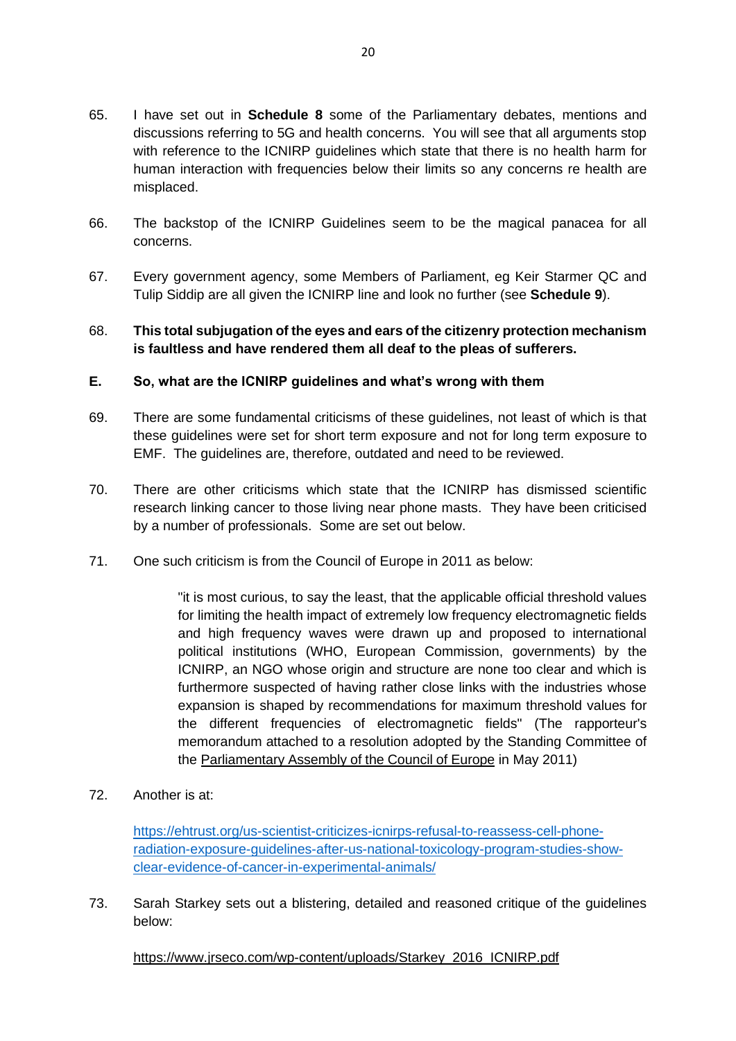65. I have set out in **Schedule 8** some of the Parliamentary debates, mentions and discussions referring to 5G and health concerns. You will see that all arguments stop with reference to the ICNIRP guidelines which state that there is no health harm for human interaction with frequencies below their limits so any concerns re health are misplaced.

66. The backstop of the ICNIRP Guidelines seem to be the magical panacea for all concerns.

67. Every government agency, some Members of Parliament, eg Keir Starmer QC and Tulip Siddip are all given the ICNIRP line and look no further (see **Schedule 9**).

68. **This total subjugation of the eyes and ears of the citizenry protection mechanism is faultless and have rendered them all deaf to the pleas of sufferers.**

**E. So, what are the ICNIRP guidelines and what's wrong with them**

69. There are some fundamental criticisms of these guidelines, not least of which is that these guidelines were set for short term exposure and not for long term exposure to EMF. The guidelines are, therefore, outdated and need to be reviewed.

70. There are other criticisms which state that the ICNIRP has dismissed scientific research linking cancer to those living near phone masts. They have been criticised by a number of professionals. Some are set out below.

71. One such criticism is from the Council of Europe in 2011 as below:

> "it is most curious, to say the least, that the applicable official threshold values for limiting the health impact of extremely low frequency electromagnetic fields and high frequency waves were drawn up and proposed to international political institutions (WHO, European Commission, governments) by the ICNIRP, an NGO whose origin and structure are none too clear and which is furthermore suspected of having rather close links with the industries whose expansion is shaped by recommendations for maximum threshold values for the different frequencies of electromagnetic fields" (The rapporteur's memorandum attached to a resolution adopted by the Standing Committee of the Parliamentary Assembly of the Council of Europe in May 2011)

72. Another is at:

[https://ehtrust.org/us-scientist-criticizes-icnirps-refusal-to-reassess-cell-phone-radiation-exposure-guidelines-after-us-national-toxicology-program-studies-show-clear-evidence-of-cancer-in-experimental-animals/](https://ehtrust.org/us-scientist-criticizes-icnirps-refusal-to-reassess-cell-phone-radiation-exposure-guidelines-after-us-national-toxicology-program-studies-show-clear-evidence-of-cancer-in-experimental-animals/)

73. Sarah Starkey sets out a blistering, detailed and reasoned critique of the guidelines below:

https://www.jrseco.com/wp-content/uploads/Starkey_2016_ICNIRP.pdf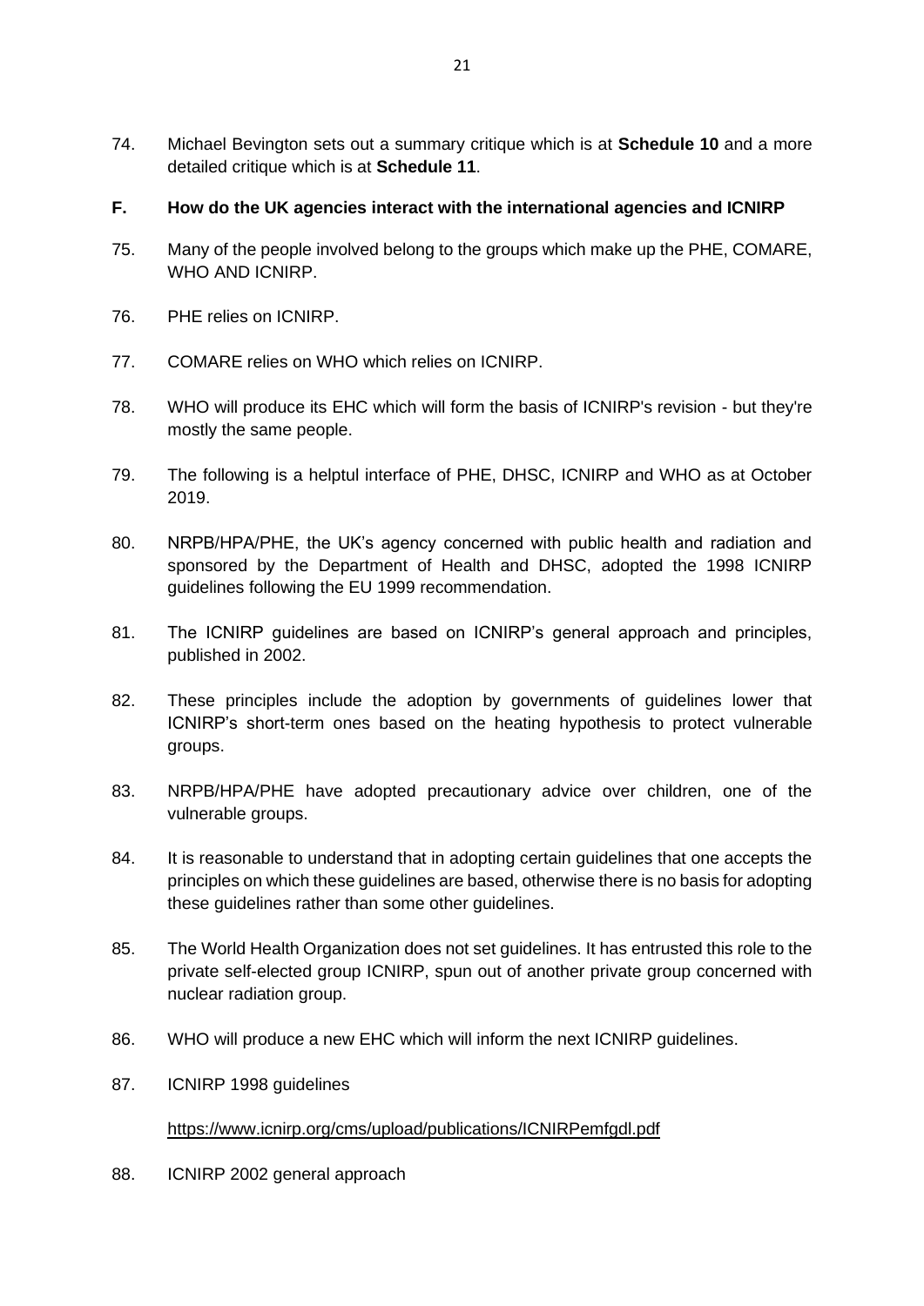74. Michael Bevington sets out a summary critique which is at **Schedule 10** and a more detailed critique which is at **Schedule 11**.

## F. How do the UK agencies interact with the international agencies and ICNIRP

75. Many of the people involved belong to the groups which make up the PHE, COMARE, WHO AND ICNIRP.

76. PHE relies on ICNIRP.

77. COMARE relies on WHO which relies on ICNIRP.

78. WHO will produce its EHC which will form the basis of ICNIRP's revision - but they're mostly the same people.

79. The following is a helptul interface of PHE, DHSC, ICNIRP and WHO as at October 2019.

80. NRPB/HPA/PHE, the UK's agency concerned with public health and radiation and sponsored by the Department of Health and DHSC, adopted the 1998 ICNIRP guidelines following the EU 1999 recommendation.

81. The ICNIRP guidelines are based on ICNIRP's general approach and principles, published in 2002.

82. These principles include the adoption by governments of guidelines lower that ICNIRP's short-term ones based on the heating hypothesis to protect vulnerable groups.

83. NRPB/HPA/PHE have adopted precautionary advice over children, one of the vulnerable groups.

84. It is reasonable to understand that in adopting certain guidelines that one accepts the principles on which these guidelines are based, otherwise there is no basis for adopting these guidelines rather than some other guidelines.

85. The World Health Organization does not set guidelines. It has entrusted this role to the private self-elected group ICNIRP, spun out of another private group concerned with nuclear radiation group.

86. WHO will produce a new EHC which will inform the next ICNIRP guidelines.

87. ICNIRP 1998 guidelines

    https://www.icnirp.org/cms/upload/publications/ICNIRPemfgdl.pdf

88. ICNIRP 2002 general approach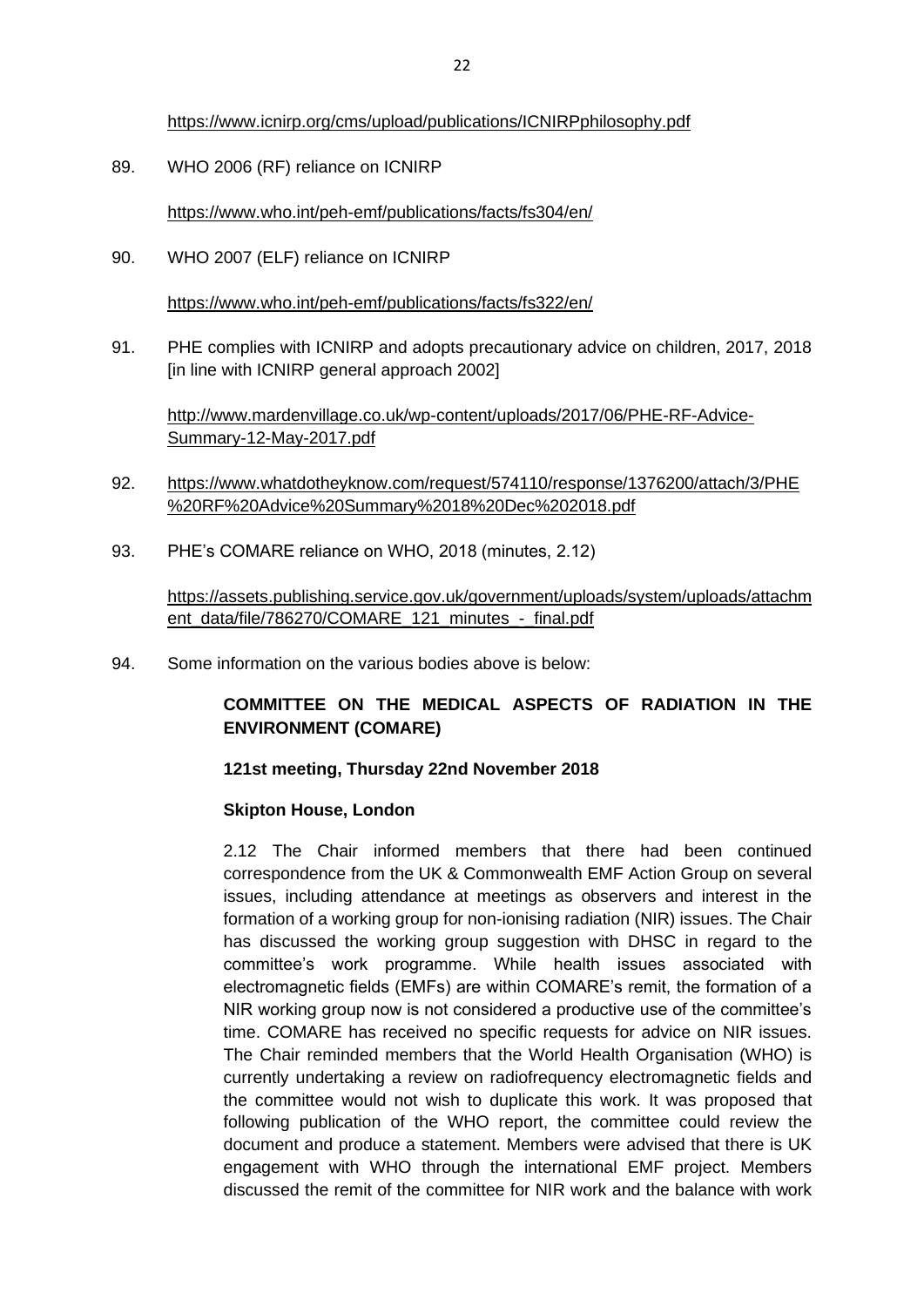https://www.icnirp.org/cms/upload/publications/ICNIRPphilosophy.pdf

89. WHO 2006 (RF) reliance on ICNIRP

    https://www.who.int/peh-emf/publications/facts/fs304/en/

90. WHO 2007 (ELF) reliance on ICNIRP

    https://www.who.int/peh-emf/publications/facts/fs322/en/

91. PHE complies with ICNIRP and adopts precautionary advice on children, 2017, 2018 [in line with ICNIRP general approach 2002]

    http://www.mardenvillage.co.uk/wp-content/uploads/2017/06/PHE-RF-Advice-Summary-12-May-2017.pdf

92. https://www.whatdotheyknow.com/request/574110/response/1376200/attach/3/PHE%20RF%20Advice%20Summary%2018%20Dec%202018.pdf

93. PHE's COMARE reliance on WHO, 2018 (minutes, 2.12)

    https://assets.publishing.service.gov.uk/government/uploads/system/uploads/attachment_data/file/786270/COMARE_121_minutes_-_final.pdf

94. Some information on the various bodies above is below:

    **COMMITTEE ON THE MEDICAL ASPECTS OF RADIATION IN THE ENVIRONMENT (COMARE)**

    **121st meeting, Thursday 22nd November 2018**

    **Skipton House, London**

    2.12 The Chair informed members that there had been continued correspondence from the UK & Commonwealth EMF Action Group on several issues, including attendance at meetings as observers and interest in the formation of a working group for non-ionising radiation (NIR) issues. The Chair has discussed the working group suggestion with DHSC in regard to the committee's work programme. While health issues associated with electromagnetic fields (EMFs) are within COMARE's remit, the formation of a NIR working group now is not considered a productive use of the committee's time. COMARE has received no specific requests for advice on NIR issues. The Chair reminded members that the World Health Organisation (WHO) is currently undertaking a review on radiofrequency electromagnetic fields and the committee would not wish to duplicate this work. It was proposed that following publication of the WHO report, the committee could review the document and produce a statement. Members were advised that there is UK engagement with WHO through the international EMF project. Members discussed the remit of the committee for NIR work and the balance with work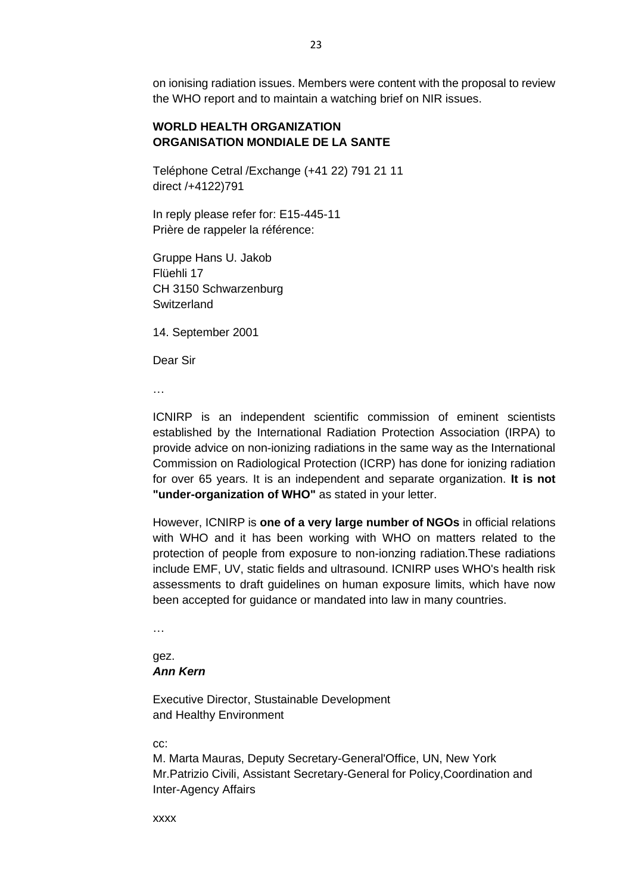on ionising radiation issues. Members were content with the proposal to review the WHO report and to maintain a watching brief on NIR issues.

**WORLD HEALTH ORGANIZATION**
**ORGANISATION MONDIALE DE LA SANTE**

Teléphone Cetral /Exchange (+41 22) 791 21 11
direct /+4122)791

In reply please refer for: E15-445-11
Prière de rappeler la référence:

Gruppe Hans U. Jakob
Flüehli 17
CH 3150 Schwarzenburg
Switzerland

14. September 2001

Dear Sir

…

ICNIRP is an independent scientific commission of eminent scientists established by the International Radiation Protection Association (IRPA) to provide advice on non-ionizing radiations in the same way as the International Commission on Radiological Protection (ICRP) has done for ionizing radiation for over 65 years. It is an independent and separate organization. **It is not "under-organization of WHO"** as stated in your letter.

However, ICNIRP is **one of a very large number of NGOs** in official relations with WHO and it has been working with WHO on matters related to the protection of people from exposure to non-ionzing radiation.These radiations include EMF, UV, static fields and ultrasound. ICNIRP uses WHO's health risk assessments to draft guidelines on human exposure limits, which have now been accepted for guidance or mandated into law in many countries.

…

gez.
***Ann Kern***

Executive Director, Stustainable Development
and Healthy Environment

cc:
M. Marta Mauras, Deputy Secretary-General'Office, UN, New York
Mr.Patrizio Civili, Assistant Secretary-General for Policy,Coordination and Inter-Agency Affairs

xxxx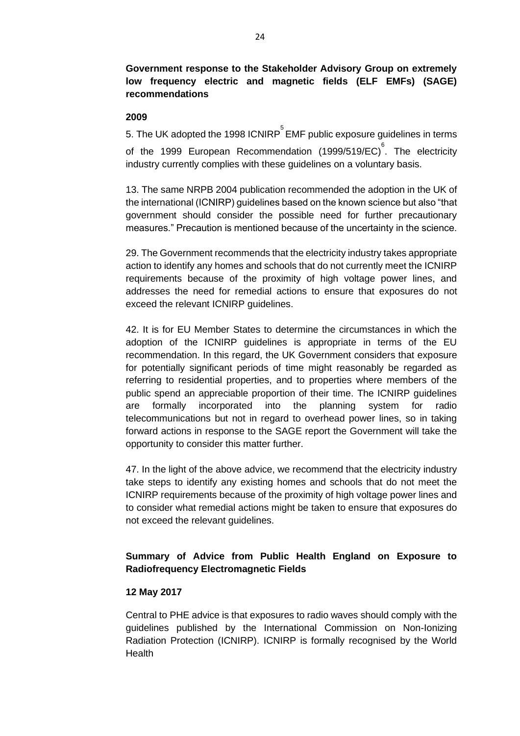**Government response to the Stakeholder Advisory Group on extremely low frequency electric and magnetic fields (ELF EMFs) (SAGE) recommendations**

**2009**

5. The UK adopted the 1998 ICNIRP[5] EMF public exposure guidelines in terms of the 1999 European Recommendation (1999/519/EC)[6]. The electricity industry currently complies with these guidelines on a voluntary basis.

13. The same NRPB 2004 publication recommended the adoption in the UK of the international (ICNIRP) guidelines based on the known science but also "that government should consider the possible need for further precautionary measures." Precaution is mentioned because of the uncertainty in the science.

29. The Government recommends that the electricity industry takes appropriate action to identify any homes and schools that do not currently meet the ICNIRP requirements because of the proximity of high voltage power lines, and addresses the need for remedial actions to ensure that exposures do not exceed the relevant ICNIRP guidelines.

42. It is for EU Member States to determine the circumstances in which the adoption of the ICNIRP guidelines is appropriate in terms of the EU recommendation. In this regard, the UK Government considers that exposure for potentially significant periods of time might reasonably be regarded as referring to residential properties, and to properties where members of the public spend an appreciable proportion of their time. The ICNIRP guidelines are formally incorporated into the planning system for radio telecommunications but not in regard to overhead power lines, so in taking forward actions in response to the SAGE report the Government will take the opportunity to consider this matter further.

47. In the light of the above advice, we recommend that the electricity industry take steps to identify any existing homes and schools that do not meet the ICNIRP requirements because of the proximity of high voltage power lines and to consider what remedial actions might be taken to ensure that exposures do not exceed the relevant guidelines.

**Summary of Advice from Public Health England on Exposure to Radiofrequency Electromagnetic Fields**

**12 May 2017**

Central to PHE advice is that exposures to radio waves should comply with the guidelines published by the International Commission on Non-Ionizing Radiation Protection (ICNIRP). ICNIRP is formally recognised by the World Health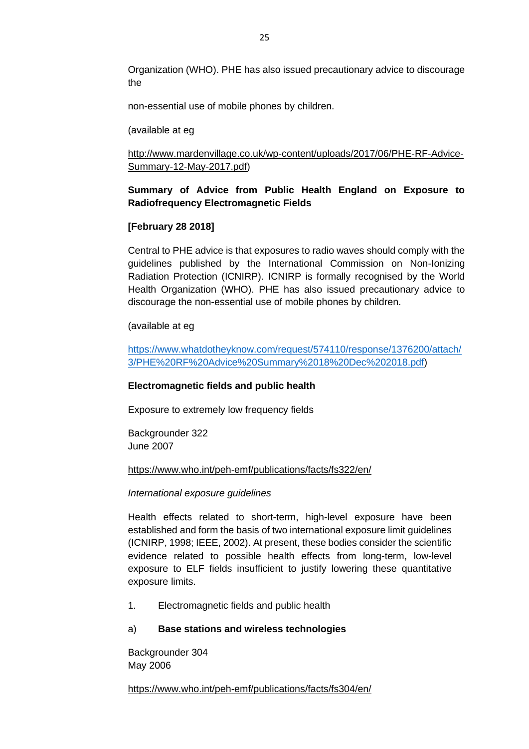Organization (WHO). PHE has also issued precautionary advice to discourage the

non-essential use of mobile phones by children.

(available at eg

http://www.mardenvillage.co.uk/wp-content/uploads/2017/06/PHE-RF-Advice-Summary-12-May-2017.pdf)

**Summary of Advice from Public Health England on Exposure to Radiofrequency Electromagnetic Fields**

**[February 28 2018]**

Central to PHE advice is that exposures to radio waves should comply with the guidelines published by the International Commission on Non-Ionizing Radiation Protection (ICNIRP). ICNIRP is formally recognised by the World Health Organization (WHO). PHE has also issued precautionary advice to discourage the non-essential use of mobile phones by children.

(available at eg

https://www.whatdotheyknow.com/request/574110/response/1376200/attach/3/PHE%20RF%20Advice%20Summary%2018%20Dec%202018.pdf)

**Electromagnetic fields and public health**

Exposure to extremely low frequency fields

Backgrounder 322
June 2007

https://www.who.int/peh-emf/publications/facts/fs322/en/

*International exposure guidelines*

Health effects related to short-term, high-level exposure have been established and form the basis of two international exposure limit guidelines (ICNIRP, 1998; IEEE, 2002). At present, these bodies consider the scientific evidence related to possible health effects from long-term, low-level exposure to ELF fields insufficient to justify lowering these quantitative exposure limits.

1. Electromagnetic fields and public health

a) **Base stations and wireless technologies**

Backgrounder 304
May 2006

https://www.who.int/peh-emf/publications/facts/fs304/en/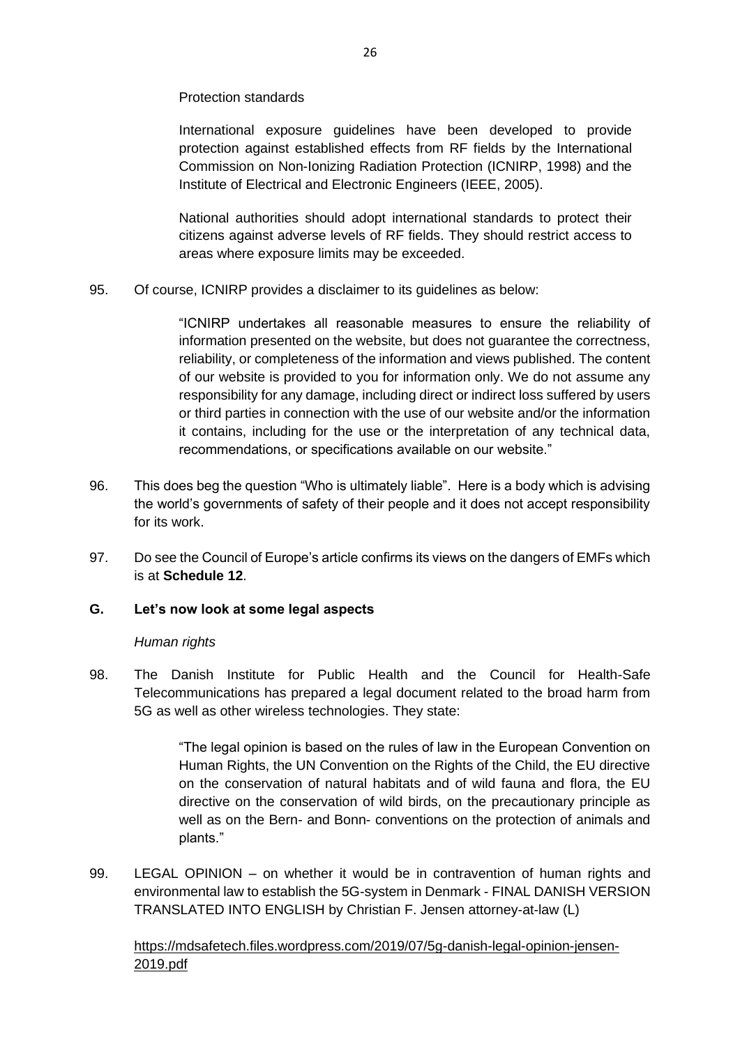Protection standards

International exposure guidelines have been developed to provide protection against established effects from RF fields by the International Commission on Non-Ionizing Radiation Protection (ICNIRP, 1998) and the Institute of Electrical and Electronic Engineers (IEEE, 2005).

National authorities should adopt international standards to protect their citizens against adverse levels of RF fields. They should restrict access to areas where exposure limits may be exceeded.

95. Of course, ICNIRP provides a disclaimer to its guidelines as below:

> "ICNIRP undertakes all reasonable measures to ensure the reliability of information presented on the website, but does not guarantee the correctness, reliability, or completeness of the information and views published. The content of our website is provided to you for information only. We do not assume any responsibility for any damage, including direct or indirect loss suffered by users or third parties in connection with the use of our website and/or the information it contains, including for the use or the interpretation of any technical data, recommendations, or specifications available on our website."

96. This does beg the question "Who is ultimately liable". Here is a body which is advising the world's governments of safety of their people and it does not accept responsibility for its work.

97. Do see the Council of Europe's article confirms its views on the dangers of EMFs which is at **Schedule 12**.

## G. Let's now look at some legal aspects

*Human rights*

98. The Danish Institute for Public Health and the Council for Health-Safe Telecommunications has prepared a legal document related to the broad harm from 5G as well as other wireless technologies. They state:

> "The legal opinion is based on the rules of law in the European Convention on Human Rights, the UN Convention on the Rights of the Child, the EU directive on the conservation of natural habitats and of wild fauna and flora, the EU directive on the conservation of wild birds, on the precautionary principle as well as on the Bern- and Bonn- conventions on the protection of animals and plants."

99. LEGAL OPINION – on whether it would be in contravention of human rights and environmental law to establish the 5G-system in Denmark - FINAL DANISH VERSION TRANSLATED INTO ENGLISH by Christian F. Jensen attorney-at-law (L)

https://mdsafetech.files.wordpress.com/2019/07/5g-danish-legal-opinion-jensen-2019.pdf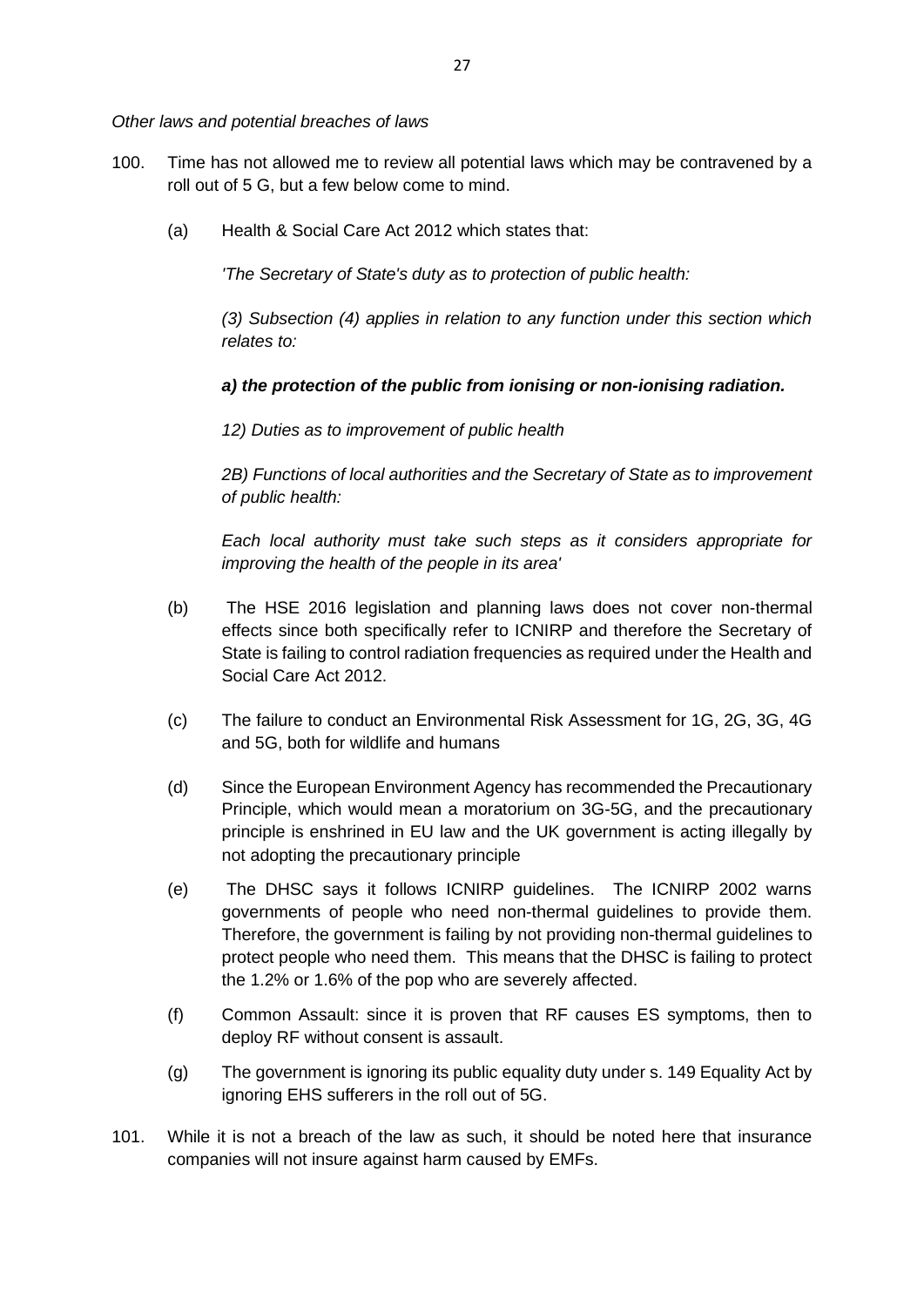*Other laws and potential breaches of laws*

100. Time has not allowed me to review all potential laws which may be contravened by a roll out of 5 G, but a few below come to mind.

    (a) Health & Social Care Act 2012 which states that:

    *'The Secretary of State's duty as to protection of public health:*

    *(3) Subsection (4) applies in relation to any function under this section which relates to:*

    ***a) the protection of the public from ionising or non-ionising radiation.***

    *12) Duties as to improvement of public health*

    *2B) Functions of local authorities and the Secretary of State as to improvement of public health:*

    *Each local authority must take such steps as it considers appropriate for improving the health of the people in its area'*

    (b) The HSE 2016 legislation and planning laws does not cover non-thermal effects since both specifically refer to ICNIRP and therefore the Secretary of State is failing to control radiation frequencies as required under the Health and Social Care Act 2012.

    (c) The failure to conduct an Environmental Risk Assessment for 1G, 2G, 3G, 4G and 5G, both for wildlife and humans

    (d) Since the European Environment Agency has recommended the Precautionary Principle, which would mean a moratorium on 3G-5G, and the precautionary principle is enshrined in EU law and the UK government is acting illegally by not adopting the precautionary principle

    (e) The DHSC says it follows ICNIRP guidelines. The ICNIRP 2002 warns governments of people who need non-thermal guidelines to provide them. Therefore, the government is failing by not providing non-thermal guidelines to protect people who need them. This means that the DHSC is failing to protect the 1.2% or 1.6% of the pop who are severely affected.

    (f) Common Assault: since it is proven that RF causes ES symptoms, then to deploy RF without consent is assault.

    (g) The government is ignoring its public equality duty under s. 149 Equality Act by ignoring EHS sufferers in the roll out of 5G.

101. While it is not a breach of the law as such, it should be noted here that insurance companies will not insure against harm caused by EMFs.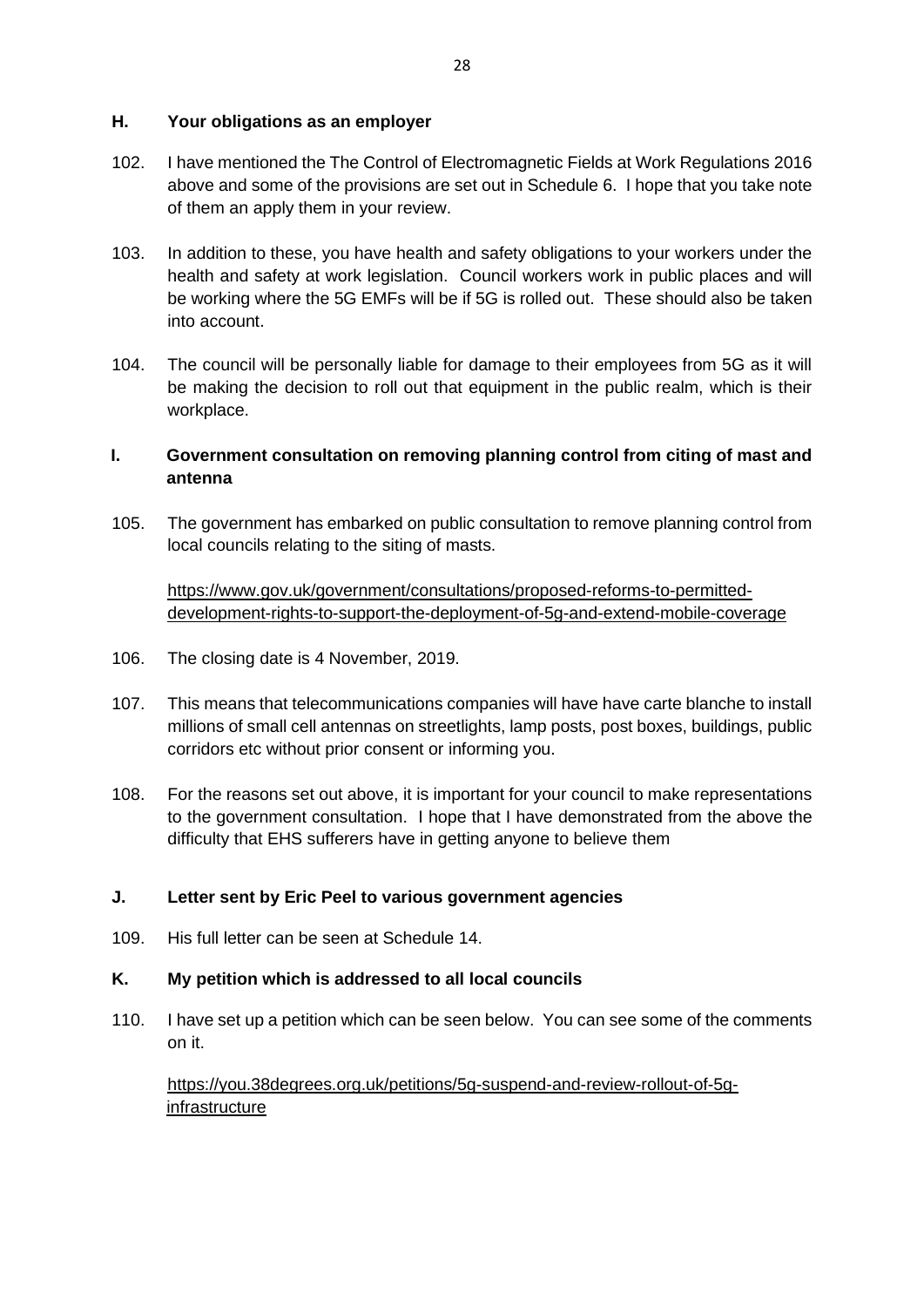## H. Your obligations as an employer

102. I have mentioned the The Control of Electromagnetic Fields at Work Regulations 2016 above and some of the provisions are set out in Schedule 6. I hope that you take note of them an apply them in your review.

103. In addition to these, you have health and safety obligations to your workers under the health and safety at work legislation. Council workers work in public places and will be working where the 5G EMFs will be if 5G is rolled out. These should also be taken into account.

104. The council will be personally liable for damage to their employees from 5G as it will be making the decision to roll out that equipment in the public realm, which is their workplace.

## I. Government consultation on removing planning control from citing of mast and antenna

105. The government has embarked on public consultation to remove planning control from local councils relating to the siting of masts.

    https://www.gov.uk/government/consultations/proposed-reforms-to-permitted-development-rights-to-support-the-deployment-of-5g-and-extend-mobile-coverage

106. The closing date is 4 November, 2019.

107. This means that telecommunications companies will have have carte blanche to install millions of small cell antennas on streetlights, lamp posts, post boxes, buildings, public corridors etc without prior consent or informing you.

108. For the reasons set out above, it is important for your council to make representations to the government consultation. I hope that I have demonstrated from the above the difficulty that EHS sufferers have in getting anyone to believe them

## J. Letter sent by Eric Peel to various government agencies

109. His full letter can be seen at Schedule 14.

## K. My petition which is addressed to all local councils

110. I have set up a petition which can be seen below. You can see some of the comments on it.

    https://you.38degrees.org.uk/petitions/5g-suspend-and-review-rollout-of-5g-infrastructure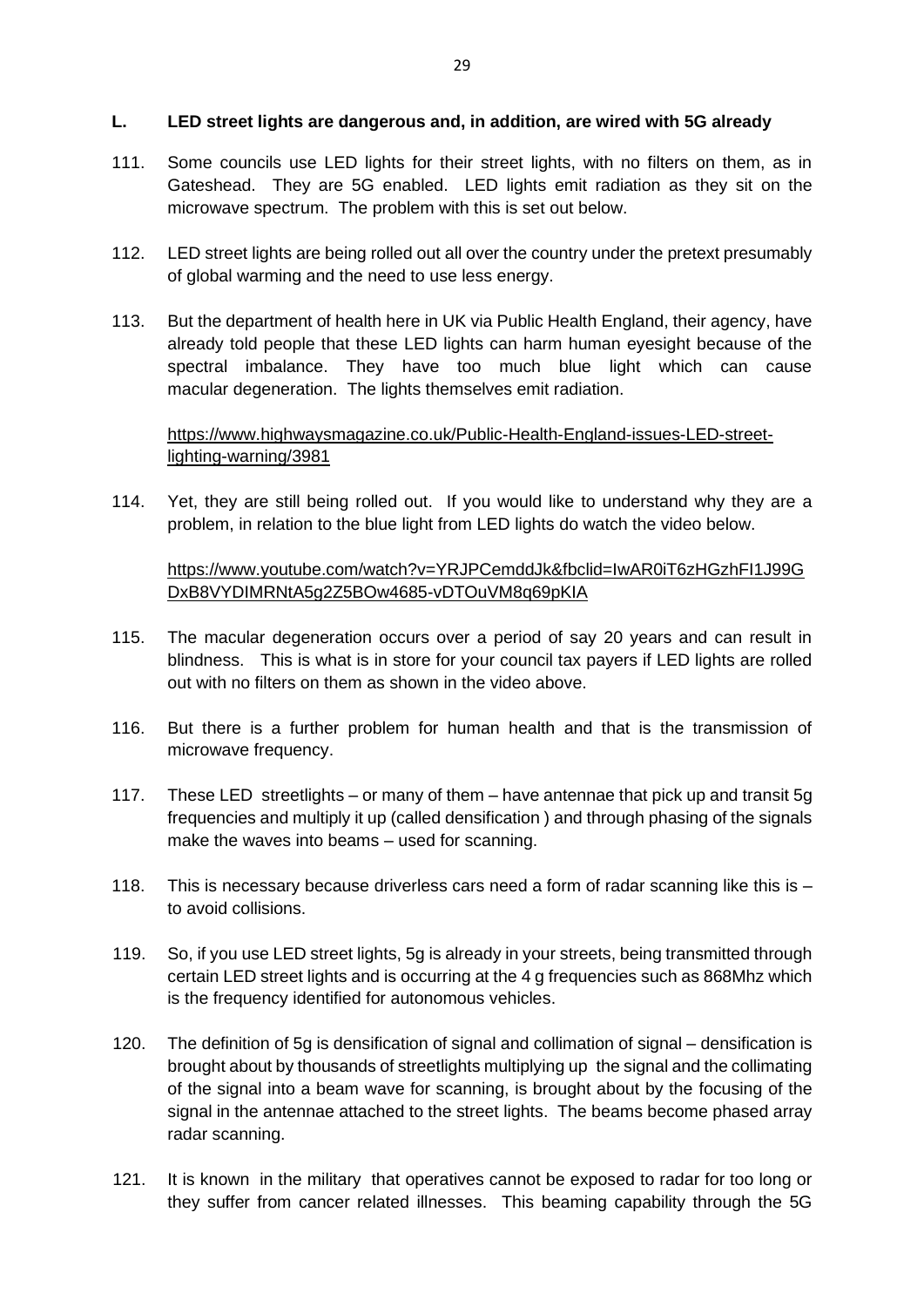## L. LED street lights are dangerous and, in addition, are wired with 5G already

111. Some councils use LED lights for their street lights, with no filters on them, as in Gateshead. They are 5G enabled. LED lights emit radiation as they sit on the microwave spectrum. The problem with this is set out below.

112. LED street lights are being rolled out all over the country under the pretext presumably of global warming and the need to use less energy.

113. But the department of health here in UK via Public Health England, their agency, have already told people that these LED lights can harm human eyesight because of the spectral imbalance. They have too much blue light which can cause macular degeneration. The lights themselves emit radiation.

 https://www.highwaysmagazine.co.uk/Public-Health-England-issues-LED-street-lighting-warning/3981

114. Yet, they are still being rolled out. If you would like to understand why they are a problem, in relation to the blue light from LED lights do watch the video below.

 https://www.youtube.com/watch?v=YRJPCemddJk&fbclid=IwAR0iT6zHGzhFI1J99GDxB8VYDIMRNtA5g2Z5BOw4685-vDTOuVM8q69pKIA

115. The macular degeneration occurs over a period of say 20 years and can result in blindness. This is what is in store for your council tax payers if LED lights are rolled out with no filters on them as shown in the video above.

116. But there is a further problem for human health and that is the transmission of microwave frequency.

117. These LED streetlights – or many of them – have antennae that pick up and transit 5g frequencies and multiply it up (called densification ) and through phasing of the signals make the waves into beams – used for scanning.

118. This is necessary because driverless cars need a form of radar scanning like this is – to avoid collisions.

119. So, if you use LED street lights, 5g is already in your streets, being transmitted through certain LED street lights and is occurring at the 4 g frequencies such as 868Mhz which is the frequency identified for autonomous vehicles.

120. The definition of 5g is densification of signal and collimation of signal – densification is brought about by thousands of streetlights multiplying up the signal and the collimating of the signal into a beam wave for scanning, is brought about by the focusing of the signal in the antennae attached to the street lights. The beams become phased array radar scanning.

121. It is known in the military that operatives cannot be exposed to radar for too long or they suffer from cancer related illnesses. This beaming capability through the 5G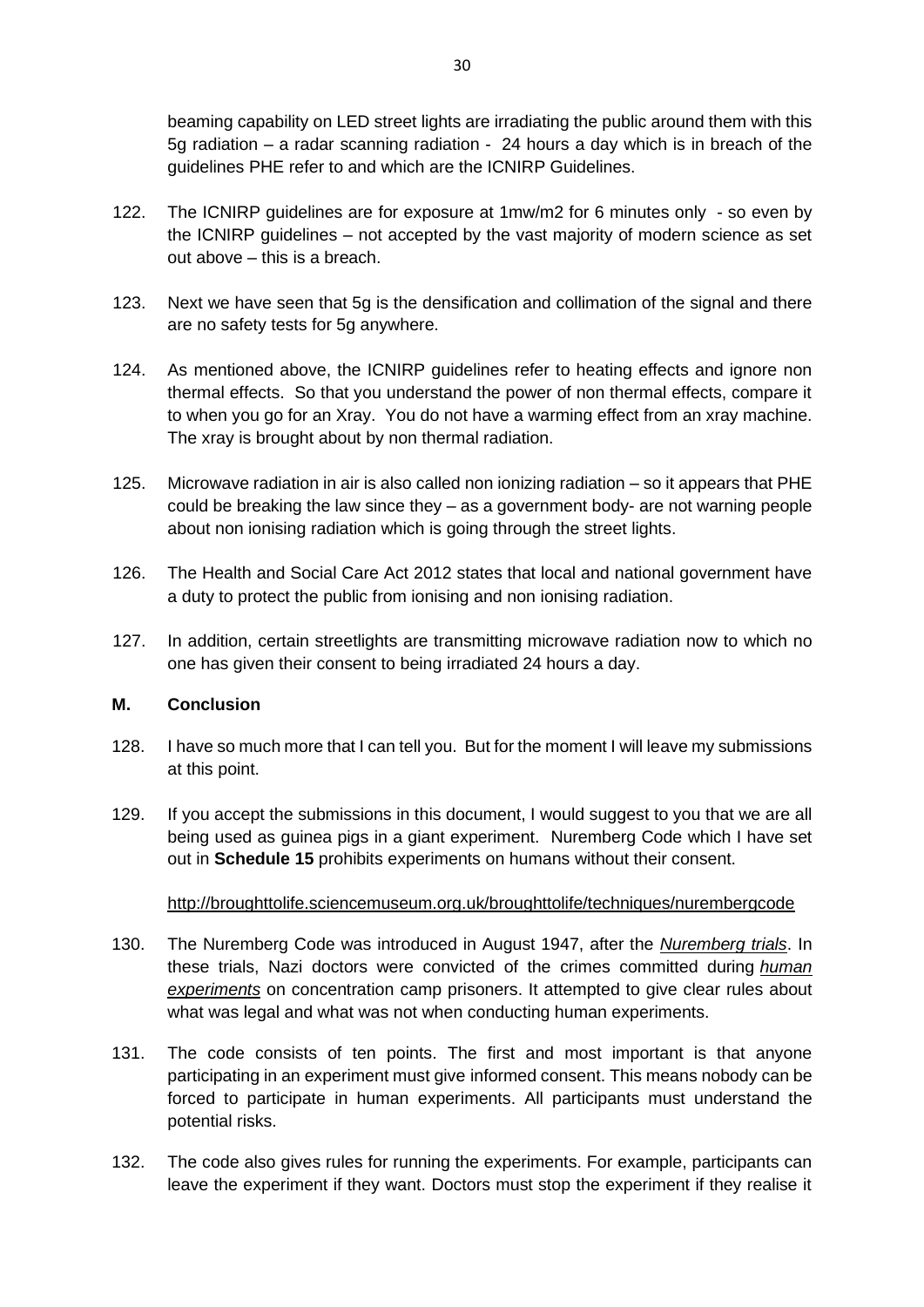beaming capability on LED street lights are irradiating the public around them with this 5g radiation – a radar scanning radiation - 24 hours a day which is in breach of the guidelines PHE refer to and which are the ICNIRP Guidelines.

122. The ICNIRP guidelines are for exposure at 1mw/m2 for 6 minutes only - so even by the ICNIRP guidelines – not accepted by the vast majority of modern science as set out above – this is a breach.

123. Next we have seen that 5g is the densification and collimation of the signal and there are no safety tests for 5g anywhere.

124. As mentioned above, the ICNIRP guidelines refer to heating effects and ignore non thermal effects. So that you understand the power of non thermal effects, compare it to when you go for an Xray. You do not have a warming effect from an xray machine. The xray is brought about by non thermal radiation.

125. Microwave radiation in air is also called non ionizing radiation – so it appears that PHE could be breaking the law since they – as a government body- are not warning people about non ionising radiation which is going through the street lights.

126. The Health and Social Care Act 2012 states that local and national government have a duty to protect the public from ionising and non ionising radiation.

127. In addition, certain streetlights are transmitting microwave radiation now to which no one has given their consent to being irradiated 24 hours a day.

## M. Conclusion

128. I have so much more that I can tell you. But for the moment I will leave my submissions at this point.

129. If you accept the submissions in this document, I would suggest to you that we are all being used as guinea pigs in a giant experiment. Nuremberg Code which I have set out in **Schedule 15** prohibits experiments on humans without their consent.

http://broughttolife.sciencemuseum.org.uk/broughttolife/techniques/nurembergcode

130. The Nuremberg Code was introduced in August 1947, after the *Nuremberg trials*. In these trials, Nazi doctors were convicted of the crimes committed during *human experiments* on concentration camp prisoners. It attempted to give clear rules about what was legal and what was not when conducting human experiments.

131. The code consists of ten points. The first and most important is that anyone participating in an experiment must give informed consent. This means nobody can be forced to participate in human experiments. All participants must understand the potential risks.

132. The code also gives rules for running the experiments. For example, participants can leave the experiment if they want. Doctors must stop the experiment if they realise it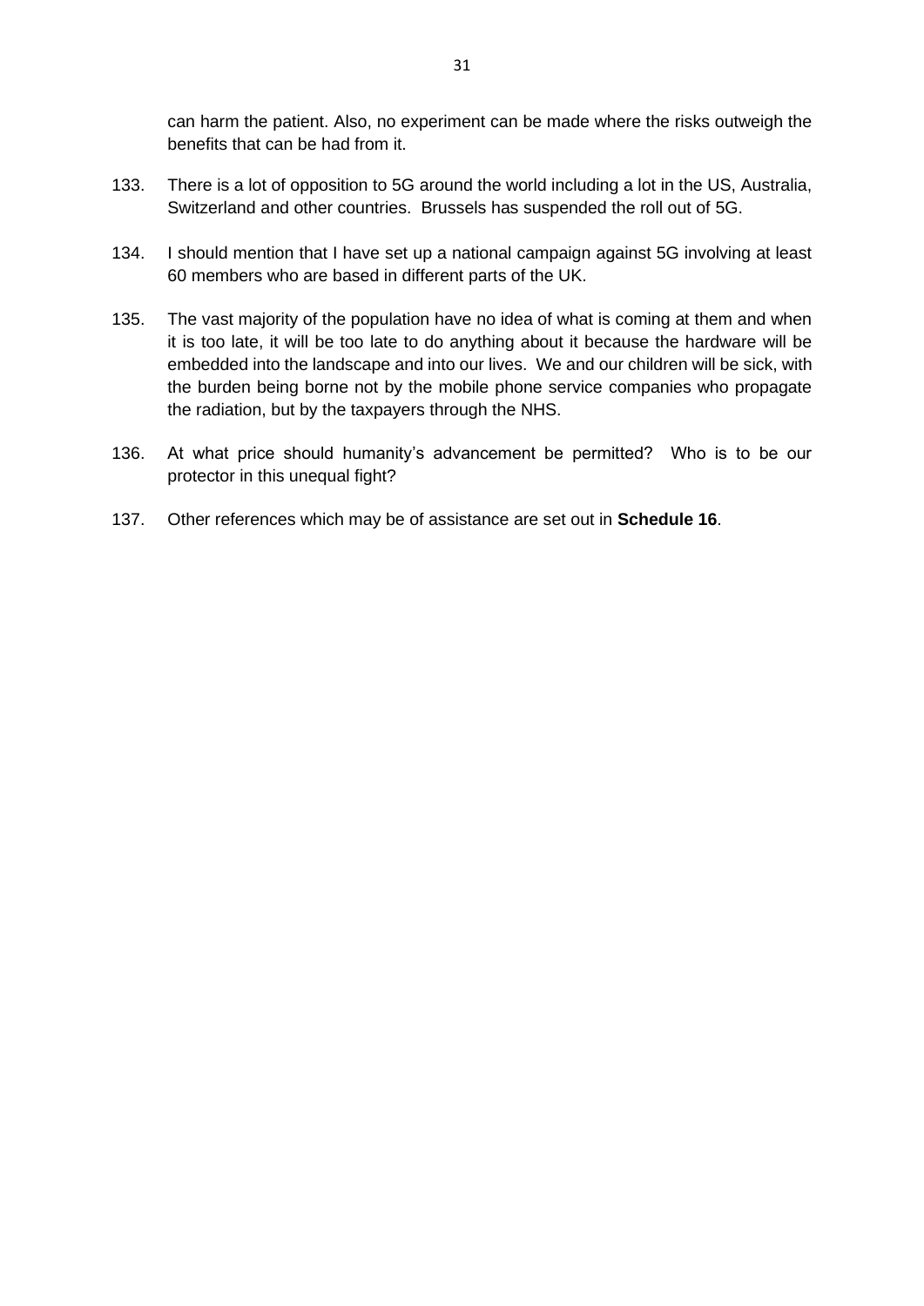can harm the patient. Also, no experiment can be made where the risks outweigh the benefits that can be had from it.

133. There is a lot of opposition to 5G around the world including a lot in the US, Australia, Switzerland and other countries. Brussels has suspended the roll out of 5G.

134. I should mention that I have set up a national campaign against 5G involving at least 60 members who are based in different parts of the UK.

135. The vast majority of the population have no idea of what is coming at them and when it is too late, it will be too late to do anything about it because the hardware will be embedded into the landscape and into our lives. We and our children will be sick, with the burden being borne not by the mobile phone service companies who propagate the radiation, but by the taxpayers through the NHS.

136. At what price should humanity's advancement be permitted? Who is to be our protector in this unequal fight?

137. Other references which may be of assistance are set out in **Schedule 16**.